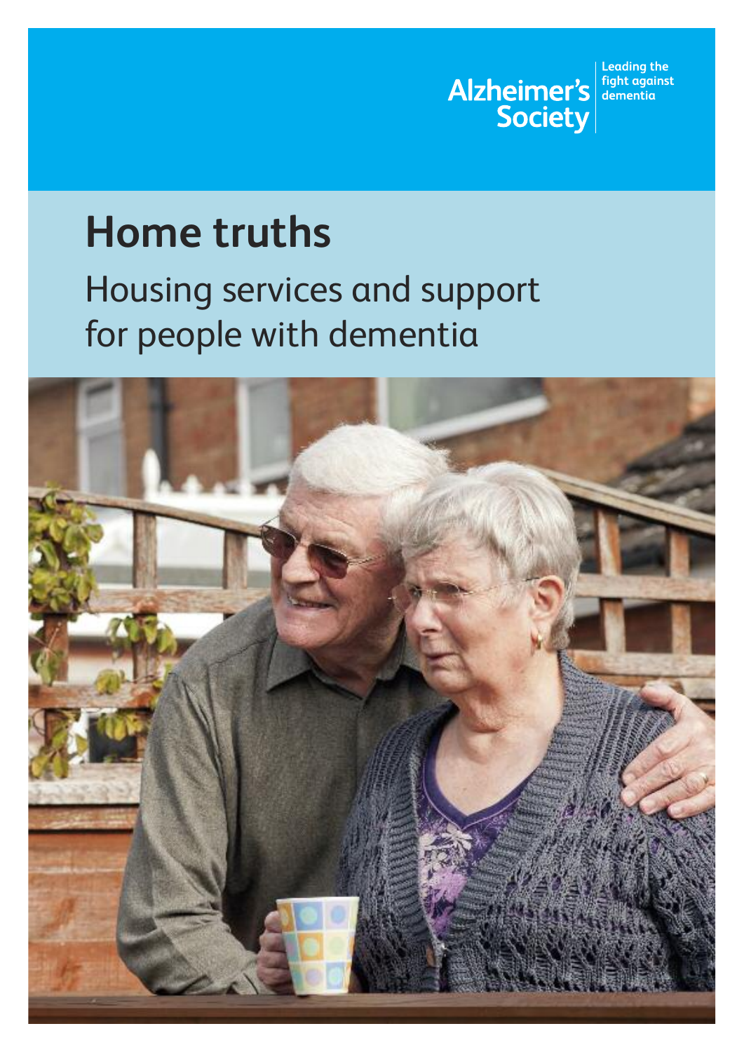Alzheimer's Society

Leading the fight against dementia

# Home truths

## Housing services and support for people with dementia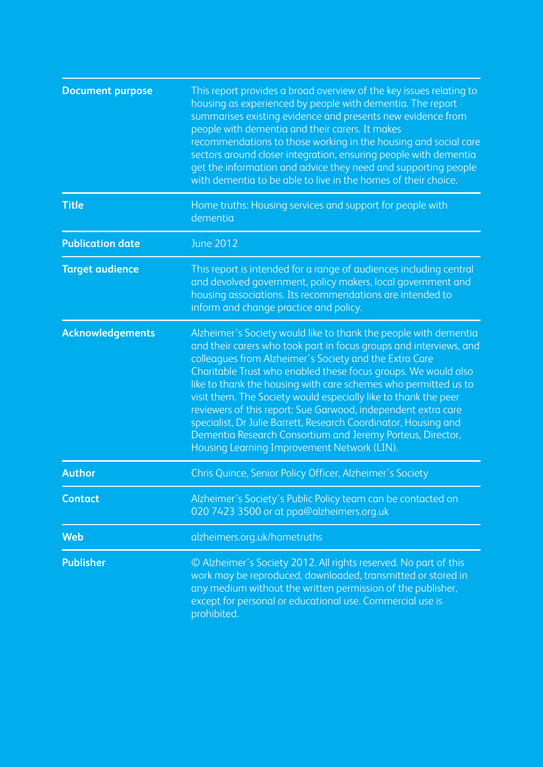| | |
|---|---|
| **Document purpose** | This report provides a broad overview of the key issues relating to housing as experienced by people with dementia. The report summarises existing evidence and presents new evidence from people with dementia and their carers. It makes recommendations to those working in the housing and social care sectors around closer integration, ensuring people with dementia get the information and advice they need and supporting people with dementia to be able to live in the homes of their choice. |
| **Title** | Home truths: Housing services and support for people with dementia |
| **Publication date** | June 2012 |
| **Target audience** | This report is intended for a range of audiences including central and devolved government, policy makers, local government and housing associations. Its recommendations are intended to inform and change practice and policy. |
| **Acknowledgements** | Alzheimer's Society would like to thank the people with dementia and their carers who took part in focus groups and interviews, and colleagues from Alzheimer's Society and the Extra Care Charitable Trust who enabled these focus groups. We would also like to thank the housing with care schemes who permitted us to visit them. The Society would especially like to thank the peer reviewers of this report: Sue Garwood, independent extra care specialist, Dr Julie Barrett, Research Coordinator, Housing and Dementia Research Consortium and Jeremy Porteus, Director, Housing Learning Improvement Network (LIN). |
| **Author** | Chris Quince, Senior Policy Officer, Alzheimer's Society |
| **Contact** | Alzheimer's Society's Public Policy team can be contacted on 020 7423 3500 or at ppa@alzheimers.org.uk |
| **Web** | alzheimers.org.uk/hometruths |
| **Publisher** | © Alzheimer's Society 2012. All rights reserved. No part of this work may be reproduced, downloaded, transmitted or stored in any medium without the written permission of the publisher, except for personal or educational use. Commercial use is prohibited. |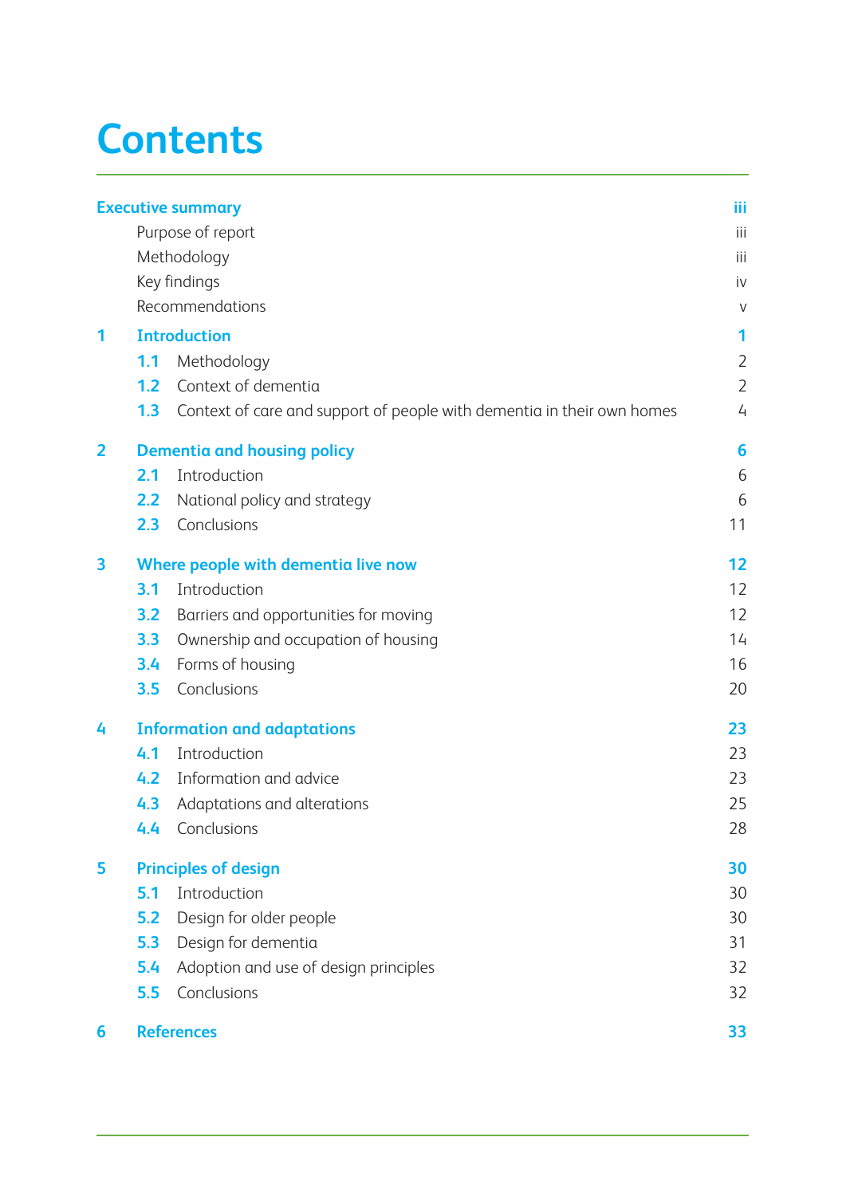# Contents

| | | |
|---|---|---|
| **Executive summary** | | **iii** |
| | Purpose of report | iii |
| | Methodology | iii |
| | Key findings | iv |
| | Recommendations | v |
| **1** | **Introduction** | **1** |
| **1.1** | Methodology | 2 |
| **1.2** | Context of dementia | 2 |
| **1.3** | Context of care and support of people with dementia in their own homes | 4 |
| **2** | **Dementia and housing policy** | **6** |
| **2.1** | Introduction | 6 |
| **2.2** | National policy and strategy | 6 |
| **2.3** | Conclusions | 11 |
| **3** | **Where people with dementia live now** | **12** |
| **3.1** | Introduction | 12 |
| **3.2** | Barriers and opportunities for moving | 12 |
| **3.3** | Ownership and occupation of housing | 14 |
| **3.4** | Forms of housing | 16 |
| **3.5** | Conclusions | 20 |
| **4** | **Information and adaptations** | **23** |
| **4.1** | Introduction | 23 |
| **4.2** | Information and advice | 23 |
| **4.3** | Adaptations and alterations | 25 |
| **4.4** | Conclusions | 28 |
| **5** | **Principles of design** | **30** |
| **5.1** | Introduction | 30 |
| **5.2** | Design for older people | 30 |
| **5.3** | Design for dementia | 31 |
| **5.4** | Adoption and use of design principles | 32 |
| **5.5** | Conclusions | 32 |
| **6** | **References** | **33** |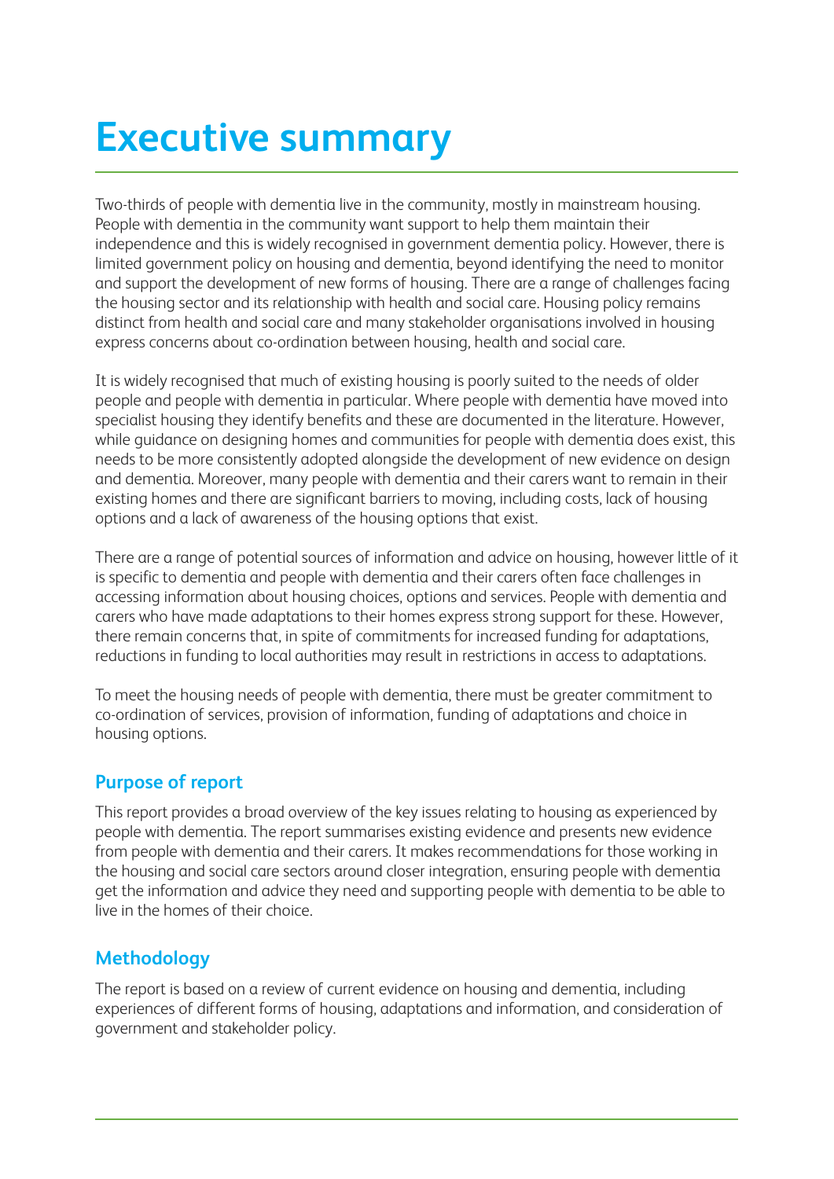# Executive summary

Two-thirds of people with dementia live in the community, mostly in mainstream housing. People with dementia in the community want support to help them maintain their independence and this is widely recognised in government dementia policy. However, there is limited government policy on housing and dementia, beyond identifying the need to monitor and support the development of new forms of housing. There are a range of challenges facing the housing sector and its relationship with health and social care. Housing policy remains distinct from health and social care and many stakeholder organisations involved in housing express concerns about co-ordination between housing, health and social care.

It is widely recognised that much of existing housing is poorly suited to the needs of older people and people with dementia in particular. Where people with dementia have moved into specialist housing they identify benefits and these are documented in the literature. However, while guidance on designing homes and communities for people with dementia does exist, this needs to be more consistently adopted alongside the development of new evidence on design and dementia. Moreover, many people with dementia and their carers want to remain in their existing homes and there are significant barriers to moving, including costs, lack of housing options and a lack of awareness of the housing options that exist.

There are a range of potential sources of information and advice on housing, however little of it is specific to dementia and people with dementia and their carers often face challenges in accessing information about housing choices, options and services. People with dementia and carers who have made adaptations to their homes express strong support for these. However, there remain concerns that, in spite of commitments for increased funding for adaptations, reductions in funding to local authorities may result in restrictions in access to adaptations.

To meet the housing needs of people with dementia, there must be greater commitment to co-ordination of services, provision of information, funding of adaptations and choice in housing options.

## Purpose of report

This report provides a broad overview of the key issues relating to housing as experienced by people with dementia. The report summarises existing evidence and presents new evidence from people with dementia and their carers. It makes recommendations for those working in the housing and social care sectors around closer integration, ensuring people with dementia get the information and advice they need and supporting people with dementia to be able to live in the homes of their choice.

## Methodology

The report is based on a review of current evidence on housing and dementia, including experiences of different forms of housing, adaptations and information, and consideration of government and stakeholder policy.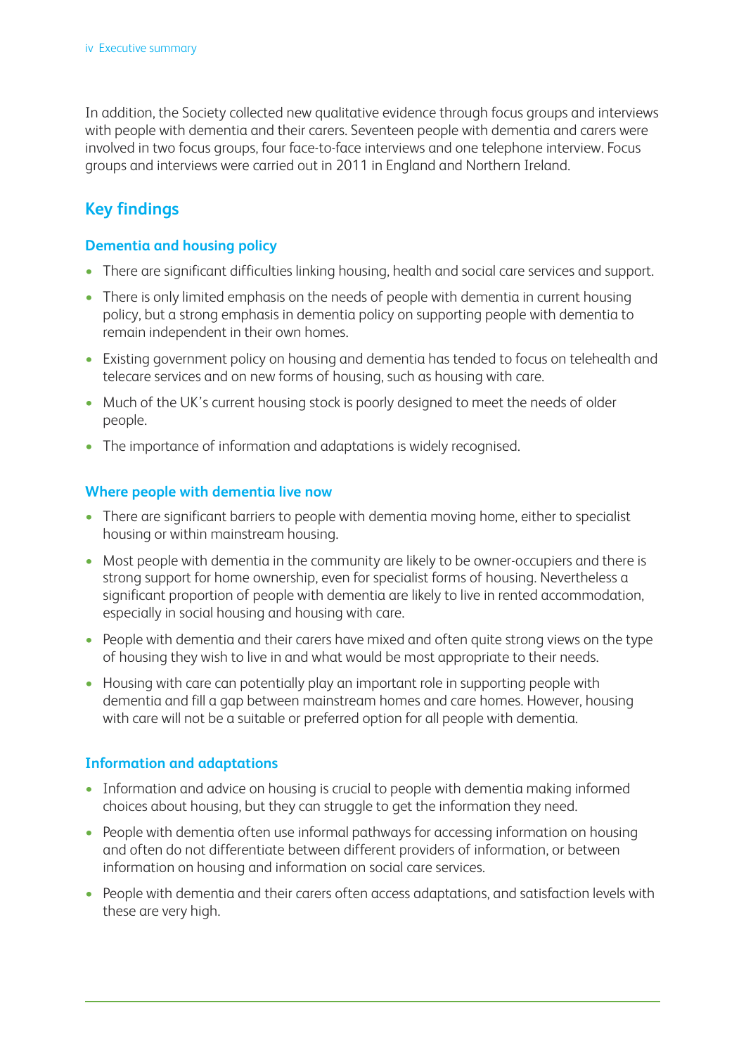In addition, the Society collected new qualitative evidence through focus groups and interviews with people with dementia and their carers. Seventeen people with dementia and carers were involved in two focus groups, four face-to-face interviews and one telephone interview. Focus groups and interviews were carried out in 2011 in England and Northern Ireland.

## Key findings

### Dementia and housing policy

- There are significant difficulties linking housing, health and social care services and support.
- There is only limited emphasis on the needs of people with dementia in current housing policy, but a strong emphasis in dementia policy on supporting people with dementia to remain independent in their own homes.
- Existing government policy on housing and dementia has tended to focus on telehealth and telecare services and on new forms of housing, such as housing with care.
- Much of the UK's current housing stock is poorly designed to meet the needs of older people.
- The importance of information and adaptations is widely recognised.

### Where people with dementia live now

- There are significant barriers to people with dementia moving home, either to specialist housing or within mainstream housing.
- Most people with dementia in the community are likely to be owner-occupiers and there is strong support for home ownership, even for specialist forms of housing. Nevertheless a significant proportion of people with dementia are likely to live in rented accommodation, especially in social housing and housing with care.
- People with dementia and their carers have mixed and often quite strong views on the type of housing they wish to live in and what would be most appropriate to their needs.
- Housing with care can potentially play an important role in supporting people with dementia and fill a gap between mainstream homes and care homes. However, housing with care will not be a suitable or preferred option for all people with dementia.

### Information and adaptations

- Information and advice on housing is crucial to people with dementia making informed choices about housing, but they can struggle to get the information they need.
- People with dementia often use informal pathways for accessing information on housing and often do not differentiate between different providers of information, or between information on housing and information on social care services.
- People with dementia and their carers often access adaptations, and satisfaction levels with these are very high.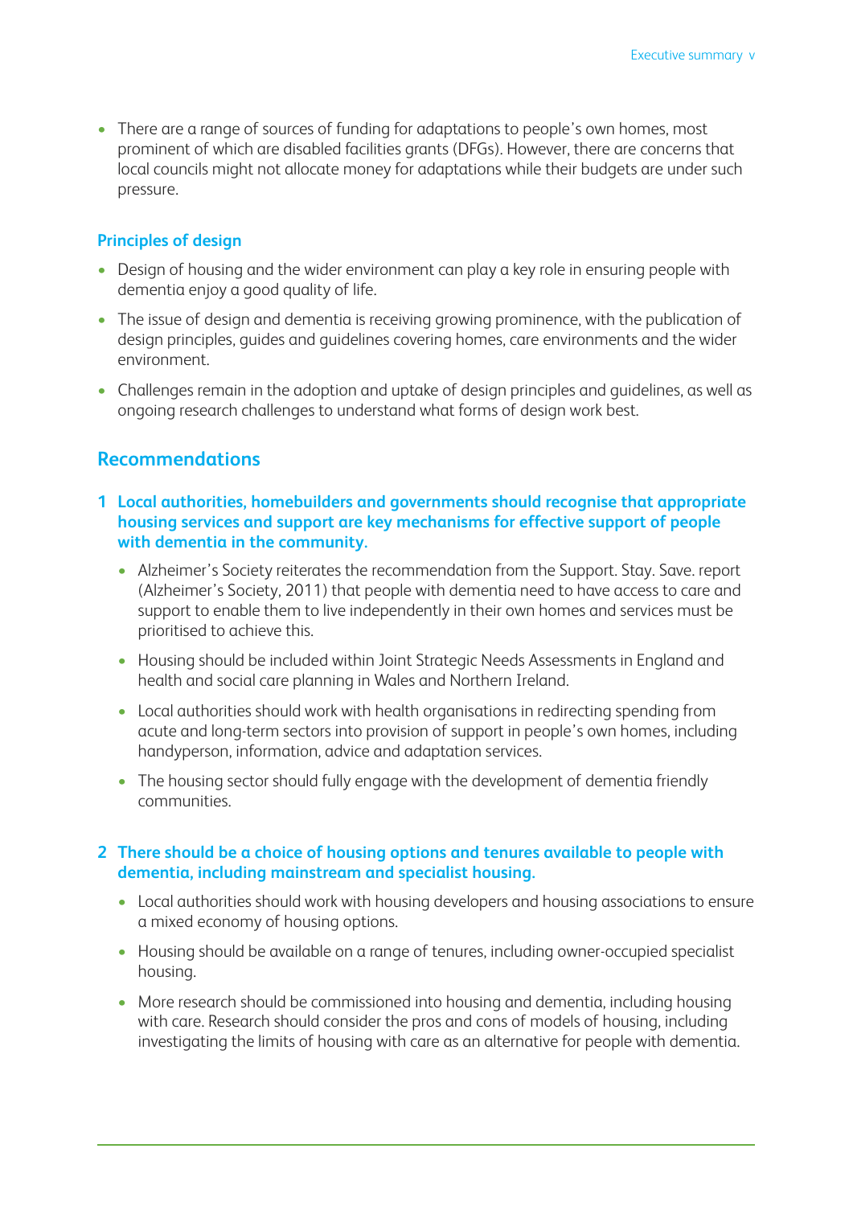- There are a range of sources of funding for adaptations to people's own homes, most prominent of which are disabled facilities grants (DFGs). However, there are concerns that local councils might not allocate money for adaptations while their budgets are under such pressure.

### Principles of design

- Design of housing and the wider environment can play a key role in ensuring people with dementia enjoy a good quality of life.
- The issue of design and dementia is receiving growing prominence, with the publication of design principles, guides and guidelines covering homes, care environments and the wider environment.
- Challenges remain in the adoption and uptake of design principles and guidelines, as well as ongoing research challenges to understand what forms of design work best.

## Recommendations

**1 Local authorities, homebuilders and governments should recognise that appropriate housing services and support are key mechanisms for effective support of people with dementia in the community.**

- Alzheimer's Society reiterates the recommendation from the Support. Stay. Save. report (Alzheimer's Society, 2011) that people with dementia need to have access to care and support to enable them to live independently in their own homes and services must be prioritised to achieve this.
- Housing should be included within Joint Strategic Needs Assessments in England and health and social care planning in Wales and Northern Ireland.
- Local authorities should work with health organisations in redirecting spending from acute and long-term sectors into provision of support in people's own homes, including handyperson, information, advice and adaptation services.
- The housing sector should fully engage with the development of dementia friendly communities.

**2 There should be a choice of housing options and tenures available to people with dementia, including mainstream and specialist housing.**

- Local authorities should work with housing developers and housing associations to ensure a mixed economy of housing options.
- Housing should be available on a range of tenures, including owner-occupied specialist housing.
- More research should be commissioned into housing and dementia, including housing with care. Research should consider the pros and cons of models of housing, including investigating the limits of housing with care as an alternative for people with dementia.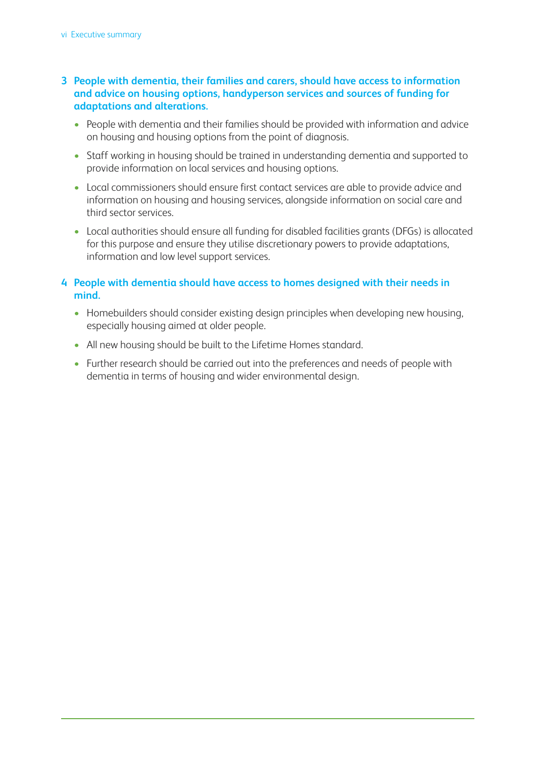**3 People with dementia, their families and carers, should have access to information and advice on housing options, handyperson services and sources of funding for adaptations and alterations.**

- People with dementia and their families should be provided with information and advice on housing and housing options from the point of diagnosis.
- Staff working in housing should be trained in understanding dementia and supported to provide information on local services and housing options.
- Local commissioners should ensure first contact services are able to provide advice and information on housing and housing services, alongside information on social care and third sector services.
- Local authorities should ensure all funding for disabled facilities grants (DFGs) is allocated for this purpose and ensure they utilise discretionary powers to provide adaptations, information and low level support services.

**4 People with dementia should have access to homes designed with their needs in mind.**

- Homebuilders should consider existing design principles when developing new housing, especially housing aimed at older people.
- All new housing should be built to the Lifetime Homes standard.
- Further research should be carried out into the preferences and needs of people with dementia in terms of housing and wider environmental design.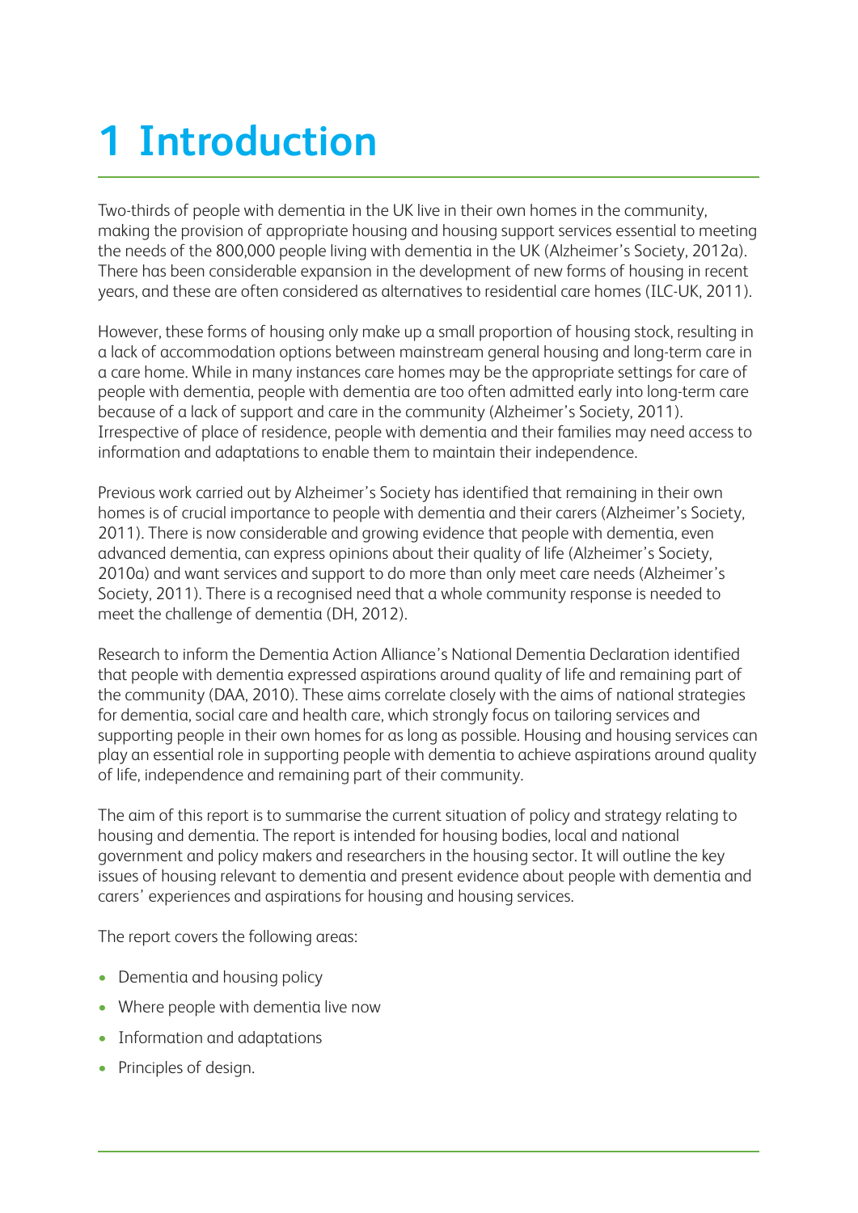# 1 Introduction

Two-thirds of people with dementia in the UK live in their own homes in the community, making the provision of appropriate housing and housing support services essential to meeting the needs of the 800,000 people living with dementia in the UK (Alzheimer's Society, 2012a). There has been considerable expansion in the development of new forms of housing in recent years, and these are often considered as alternatives to residential care homes (ILC-UK, 2011).

However, these forms of housing only make up a small proportion of housing stock, resulting in a lack of accommodation options between mainstream general housing and long-term care in a care home. While in many instances care homes may be the appropriate settings for care of people with dementia, people with dementia are too often admitted early into long-term care because of a lack of support and care in the community (Alzheimer's Society, 2011). Irrespective of place of residence, people with dementia and their families may need access to information and adaptations to enable them to maintain their independence.

Previous work carried out by Alzheimer's Society has identified that remaining in their own homes is of crucial importance to people with dementia and their carers (Alzheimer's Society, 2011). There is now considerable and growing evidence that people with dementia, even advanced dementia, can express opinions about their quality of life (Alzheimer's Society, 2010a) and want services and support to do more than only meet care needs (Alzheimer's Society, 2011). There is a recognised need that a whole community response is needed to meet the challenge of dementia (DH, 2012).

Research to inform the Dementia Action Alliance's National Dementia Declaration identified that people with dementia expressed aspirations around quality of life and remaining part of the community (DAA, 2010). These aims correlate closely with the aims of national strategies for dementia, social care and health care, which strongly focus on tailoring services and supporting people in their own homes for as long as possible. Housing and housing services can play an essential role in supporting people with dementia to achieve aspirations around quality of life, independence and remaining part of their community.

The aim of this report is to summarise the current situation of policy and strategy relating to housing and dementia. The report is intended for housing bodies, local and national government and policy makers and researchers in the housing sector. It will outline the key issues of housing relevant to dementia and present evidence about people with dementia and carers' experiences and aspirations for housing and housing services.

The report covers the following areas:

- Dementia and housing policy
- Where people with dementia live now
- Information and adaptations
- Principles of design.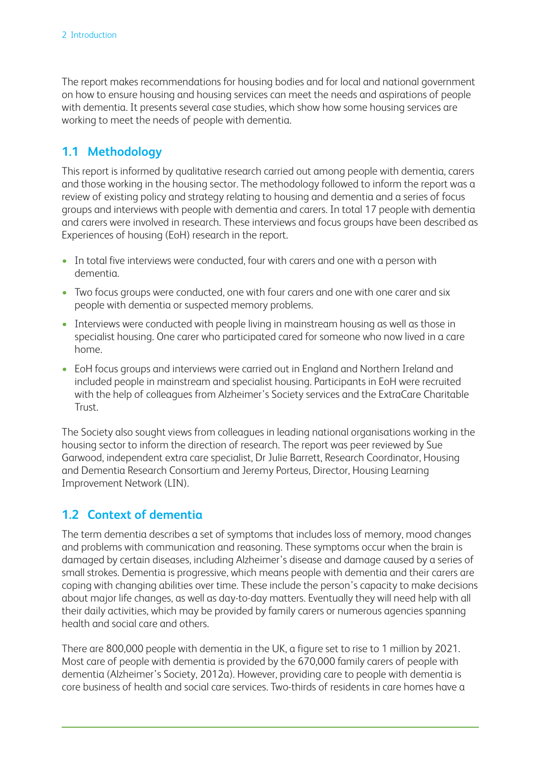The report makes recommendations for housing bodies and for local and national government on how to ensure housing and housing services can meet the needs and aspirations of people with dementia. It presents several case studies, which show how some housing services are working to meet the needs of people with dementia.

## 1.1 Methodology

This report is informed by qualitative research carried out among people with dementia, carers and those working in the housing sector. The methodology followed to inform the report was a review of existing policy and strategy relating to housing and dementia and a series of focus groups and interviews with people with dementia and carers. In total 17 people with dementia and carers were involved in research. These interviews and focus groups have been described as Experiences of housing (EoH) research in the report.

- In total five interviews were conducted, four with carers and one with a person with dementia.
- Two focus groups were conducted, one with four carers and one with one carer and six people with dementia or suspected memory problems.
- Interviews were conducted with people living in mainstream housing as well as those in specialist housing. One carer who participated cared for someone who now lived in a care home.
- EoH focus groups and interviews were carried out in England and Northern Ireland and included people in mainstream and specialist housing. Participants in EoH were recruited with the help of colleagues from Alzheimer's Society services and the ExtraCare Charitable Trust.

The Society also sought views from colleagues in leading national organisations working in the housing sector to inform the direction of research. The report was peer reviewed by Sue Garwood, independent extra care specialist, Dr Julie Barrett, Research Coordinator, Housing and Dementia Research Consortium and Jeremy Porteus, Director, Housing Learning Improvement Network (LIN).

## 1.2 Context of dementia

The term dementia describes a set of symptoms that includes loss of memory, mood changes and problems with communication and reasoning. These symptoms occur when the brain is damaged by certain diseases, including Alzheimer's disease and damage caused by a series of small strokes. Dementia is progressive, which means people with dementia and their carers are coping with changing abilities over time. These include the person's capacity to make decisions about major life changes, as well as day-to-day matters. Eventually they will need help with all their daily activities, which may be provided by family carers or numerous agencies spanning health and social care and others.

There are 800,000 people with dementia in the UK, a figure set to rise to 1 million by 2021. Most care of people with dementia is provided by the 670,000 family carers of people with dementia (Alzheimer's Society, 2012a). However, providing care to people with dementia is core business of health and social care services. Two-thirds of residents in care homes have a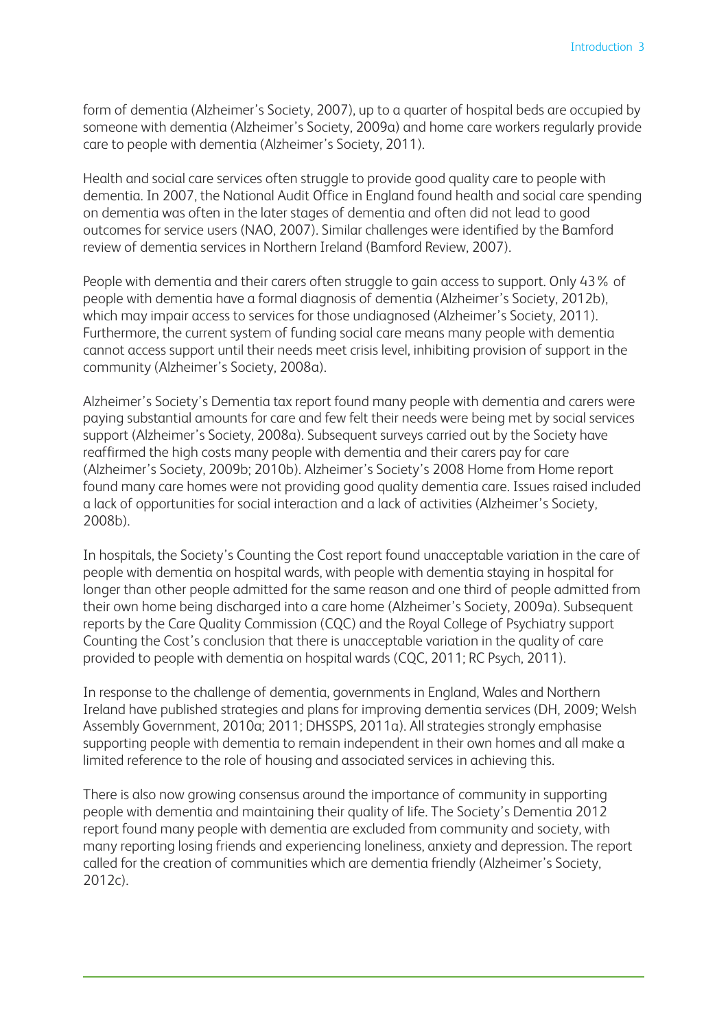form of dementia (Alzheimer's Society, 2007), up to a quarter of hospital beds are occupied by someone with dementia (Alzheimer's Society, 2009a) and home care workers regularly provide care to people with dementia (Alzheimer's Society, 2011).

Health and social care services often struggle to provide good quality care to people with dementia. In 2007, the National Audit Office in England found health and social care spending on dementia was often in the later stages of dementia and often did not lead to good outcomes for service users (NAO, 2007). Similar challenges were identified by the Bamford review of dementia services in Northern Ireland (Bamford Review, 2007).

People with dementia and their carers often struggle to gain access to support. Only 43% of people with dementia have a formal diagnosis of dementia (Alzheimer's Society, 2012b), which may impair access to services for those undiagnosed (Alzheimer's Society, 2011). Furthermore, the current system of funding social care means many people with dementia cannot access support until their needs meet crisis level, inhibiting provision of support in the community (Alzheimer's Society, 2008a).

Alzheimer's Society's Dementia tax report found many people with dementia and carers were paying substantial amounts for care and few felt their needs were being met by social services support (Alzheimer's Society, 2008a). Subsequent surveys carried out by the Society have reaffirmed the high costs many people with dementia and their carers pay for care (Alzheimer's Society, 2009b; 2010b). Alzheimer's Society's 2008 Home from Home report found many care homes were not providing good quality dementia care. Issues raised included a lack of opportunities for social interaction and a lack of activities (Alzheimer's Society, 2008b).

In hospitals, the Society's Counting the Cost report found unacceptable variation in the care of people with dementia on hospital wards, with people with dementia staying in hospital for longer than other people admitted for the same reason and one third of people admitted from their own home being discharged into a care home (Alzheimer's Society, 2009a). Subsequent reports by the Care Quality Commission (CQC) and the Royal College of Psychiatry support Counting the Cost's conclusion that there is unacceptable variation in the quality of care provided to people with dementia on hospital wards (CQC, 2011; RC Psych, 2011).

In response to the challenge of dementia, governments in England, Wales and Northern Ireland have published strategies and plans for improving dementia services (DH, 2009; Welsh Assembly Government, 2010a; 2011; DHSSPS, 2011a). All strategies strongly emphasise supporting people with dementia to remain independent in their own homes and all make a limited reference to the role of housing and associated services in achieving this.

There is also now growing consensus around the importance of community in supporting people with dementia and maintaining their quality of life. The Society's Dementia 2012 report found many people with dementia are excluded from community and society, with many reporting losing friends and experiencing loneliness, anxiety and depression. The report called for the creation of communities which are dementia friendly (Alzheimer's Society, 2012c).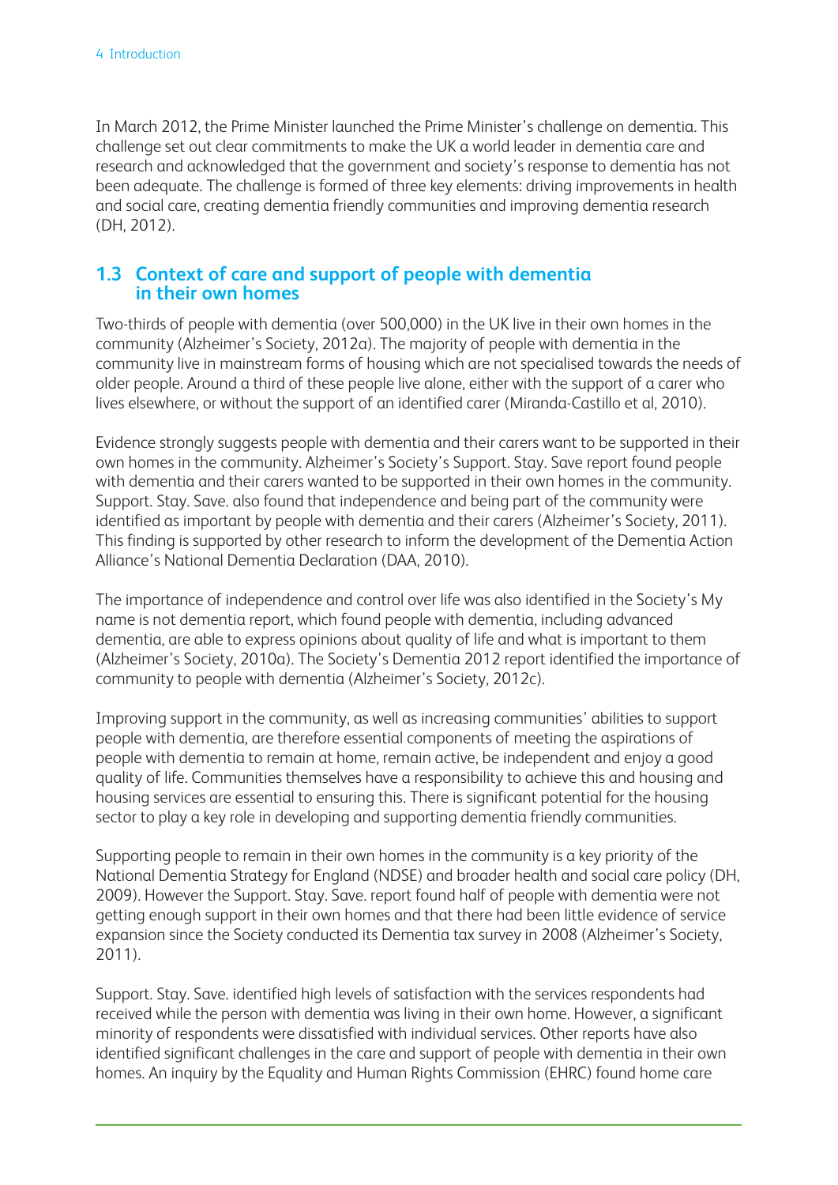In March 2012, the Prime Minister launched the Prime Minister's challenge on dementia. This challenge set out clear commitments to make the UK a world leader in dementia care and research and acknowledged that the government and society's response to dementia has not been adequate. The challenge is formed of three key elements: driving improvements in health and social care, creating dementia friendly communities and improving dementia research (DH, 2012).

## 1.3 Context of care and support of people with dementia in their own homes

Two-thirds of people with dementia (over 500,000) in the UK live in their own homes in the community (Alzheimer's Society, 2012a). The majority of people with dementia in the community live in mainstream forms of housing which are not specialised towards the needs of older people. Around a third of these people live alone, either with the support of a carer who lives elsewhere, or without the support of an identified carer (Miranda-Castillo et al, 2010).

Evidence strongly suggests people with dementia and their carers want to be supported in their own homes in the community. Alzheimer's Society's Support. Stay. Save report found people with dementia and their carers wanted to be supported in their own homes in the community. Support. Stay. Save. also found that independence and being part of the community were identified as important by people with dementia and their carers (Alzheimer's Society, 2011). This finding is supported by other research to inform the development of the Dementia Action Alliance's National Dementia Declaration (DAA, 2010).

The importance of independence and control over life was also identified in the Society's My name is not dementia report, which found people with dementia, including advanced dementia, are able to express opinions about quality of life and what is important to them (Alzheimer's Society, 2010a). The Society's Dementia 2012 report identified the importance of community to people with dementia (Alzheimer's Society, 2012c).

Improving support in the community, as well as increasing communities' abilities to support people with dementia, are therefore essential components of meeting the aspirations of people with dementia to remain at home, remain active, be independent and enjoy a good quality of life. Communities themselves have a responsibility to achieve this and housing and housing services are essential to ensuring this. There is significant potential for the housing sector to play a key role in developing and supporting dementia friendly communities.

Supporting people to remain in their own homes in the community is a key priority of the National Dementia Strategy for England (NDSE) and broader health and social care policy (DH, 2009). However the Support. Stay. Save. report found half of people with dementia were not getting enough support in their own homes and that there had been little evidence of service expansion since the Society conducted its Dementia tax survey in 2008 (Alzheimer's Society, 2011).

Support. Stay. Save. identified high levels of satisfaction with the services respondents had received while the person with dementia was living in their own home. However, a significant minority of respondents were dissatisfied with individual services. Other reports have also identified significant challenges in the care and support of people with dementia in their own homes. An inquiry by the Equality and Human Rights Commission (EHRC) found home care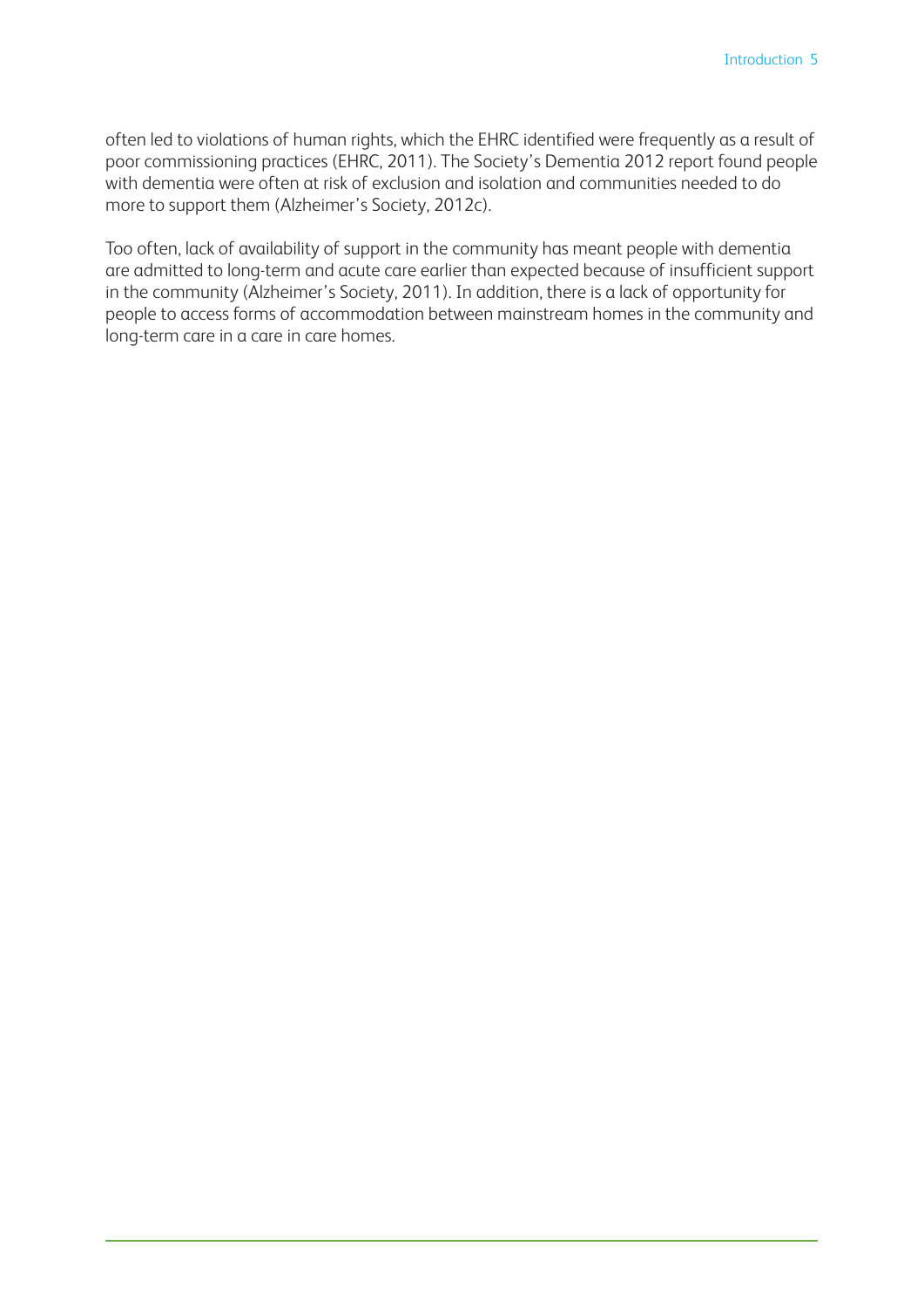often led to violations of human rights, which the EHRC identified were frequently as a result of poor commissioning practices (EHRC, 2011). The Society's Dementia 2012 report found people with dementia were often at risk of exclusion and isolation and communities needed to do more to support them (Alzheimer's Society, 2012c).

Too often, lack of availability of support in the community has meant people with dementia are admitted to long-term and acute care earlier than expected because of insufficient support in the community (Alzheimer's Society, 2011). In addition, there is a lack of opportunity for people to access forms of accommodation between mainstream homes in the community and long-term care in a care in care homes.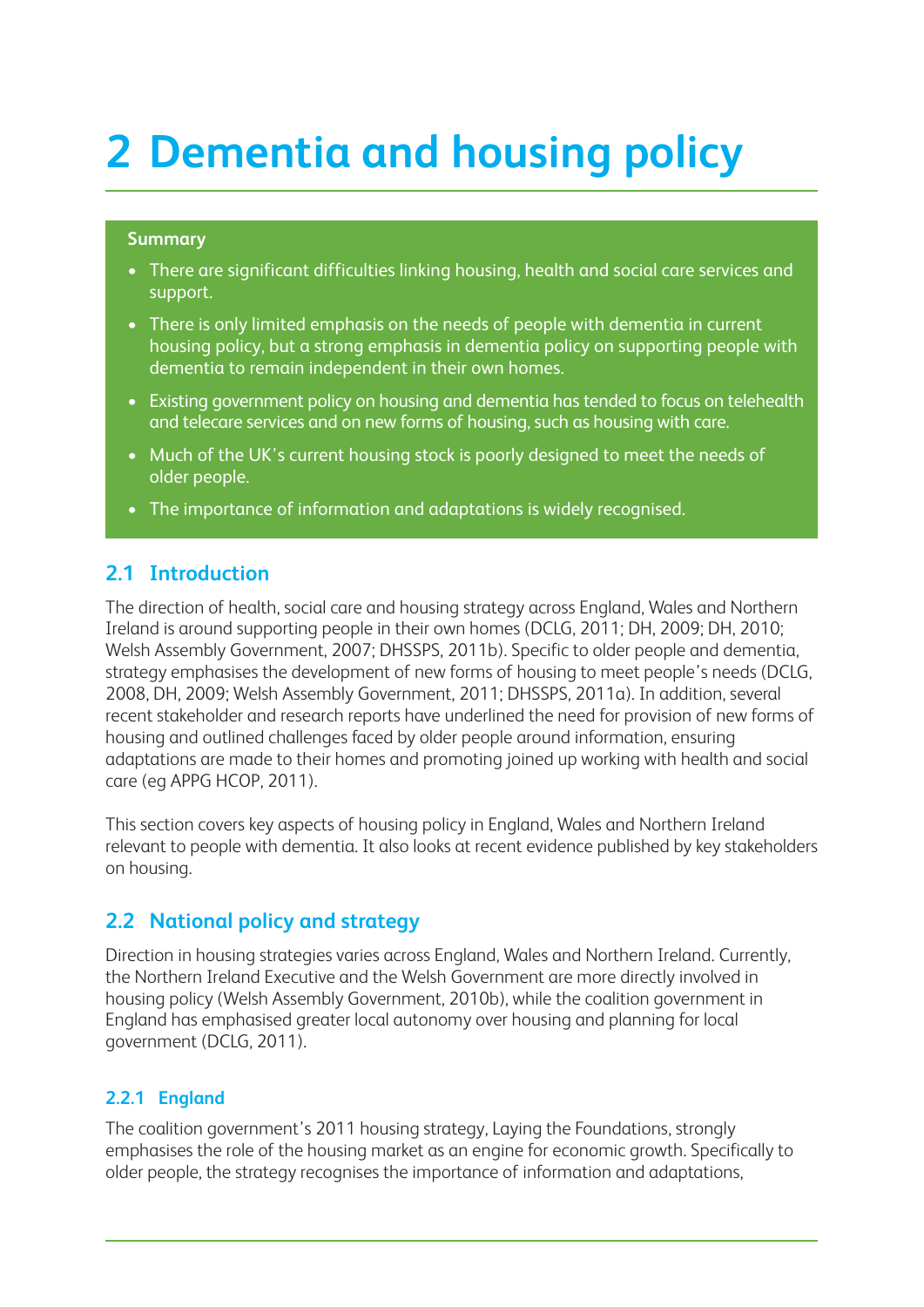# 2 Dementia and housing policy

**Summary**

- There are significant difficulties linking housing, health and social care services and support.
- There is only limited emphasis on the needs of people with dementia in current housing policy, but a strong emphasis in dementia policy on supporting people with dementia to remain independent in their own homes.
- Existing government policy on housing and dementia has tended to focus on telehealth and telecare services and on new forms of housing, such as housing with care.
- Much of the UK's current housing stock is poorly designed to meet the needs of older people.
- The importance of information and adaptations is widely recognised.

## 2.1 Introduction

The direction of health, social care and housing strategy across England, Wales and Northern Ireland is around supporting people in their own homes (DCLG, 2011; DH, 2009; DH, 2010; Welsh Assembly Government, 2007; DHSSPS, 2011b). Specific to older people and dementia, strategy emphasises the development of new forms of housing to meet people's needs (DCLG, 2008, DH, 2009; Welsh Assembly Government, 2011; DHSSPS, 2011a). In addition, several recent stakeholder and research reports have underlined the need for provision of new forms of housing and outlined challenges faced by older people around information, ensuring adaptations are made to their homes and promoting joined up working with health and social care (eg APPG HCOP, 2011).

This section covers key aspects of housing policy in England, Wales and Northern Ireland relevant to people with dementia. It also looks at recent evidence published by key stakeholders on housing.

## 2.2 National policy and strategy

Direction in housing strategies varies across England, Wales and Northern Ireland. Currently, the Northern Ireland Executive and the Welsh Government are more directly involved in housing policy (Welsh Assembly Government, 2010b), while the coalition government in England has emphasised greater local autonomy over housing and planning for local government (DCLG, 2011).

### 2.2.1 England

The coalition government's 2011 housing strategy, Laying the Foundations, strongly emphasises the role of the housing market as an engine for economic growth. Specifically to older people, the strategy recognises the importance of information and adaptations,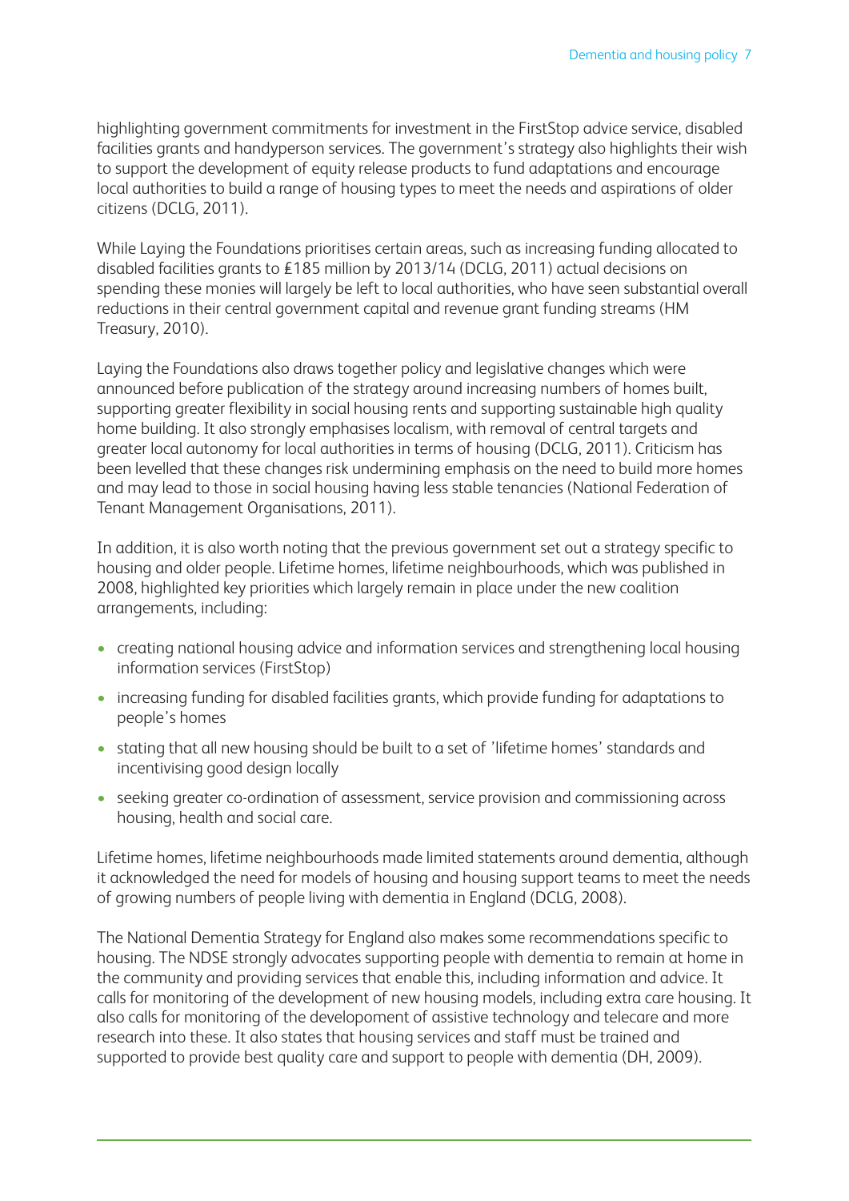highlighting government commitments for investment in the FirstStop advice service, disabled facilities grants and handyperson services. The government's strategy also highlights their wish to support the development of equity release products to fund adaptations and encourage local authorities to build a range of housing types to meet the needs and aspirations of older citizens (DCLG, 2011).

While Laying the Foundations prioritises certain areas, such as increasing funding allocated to disabled facilities grants to £185 million by 2013/14 (DCLG, 2011) actual decisions on spending these monies will largely be left to local authorities, who have seen substantial overall reductions in their central government capital and revenue grant funding streams (HM Treasury, 2010).

Laying the Foundations also draws together policy and legislative changes which were announced before publication of the strategy around increasing numbers of homes built, supporting greater flexibility in social housing rents and supporting sustainable high quality home building. It also strongly emphasises localism, with removal of central targets and greater local autonomy for local authorities in terms of housing (DCLG, 2011). Criticism has been levelled that these changes risk undermining emphasis on the need to build more homes and may lead to those in social housing having less stable tenancies (National Federation of Tenant Management Organisations, 2011).

In addition, it is also worth noting that the previous government set out a strategy specific to housing and older people. Lifetime homes, lifetime neighbourhoods, which was published in 2008, highlighted key priorities which largely remain in place under the new coalition arrangements, including:

- creating national housing advice and information services and strengthening local housing information services (FirstStop)
- increasing funding for disabled facilities grants, which provide funding for adaptations to people's homes
- stating that all new housing should be built to a set of 'lifetime homes' standards and incentivising good design locally
- seeking greater co-ordination of assessment, service provision and commissioning across housing, health and social care.

Lifetime homes, lifetime neighbourhoods made limited statements around dementia, although it acknowledged the need for models of housing and housing support teams to meet the needs of growing numbers of people living with dementia in England (DCLG, 2008).

The National Dementia Strategy for England also makes some recommendations specific to housing. The NDSE strongly advocates supporting people with dementia to remain at home in the community and providing services that enable this, including information and advice. It calls for monitoring of the development of new housing models, including extra care housing. It also calls for monitoring of the developoment of assistive technology and telecare and more research into these. It also states that housing services and staff must be trained and supported to provide best quality care and support to people with dementia (DH, 2009).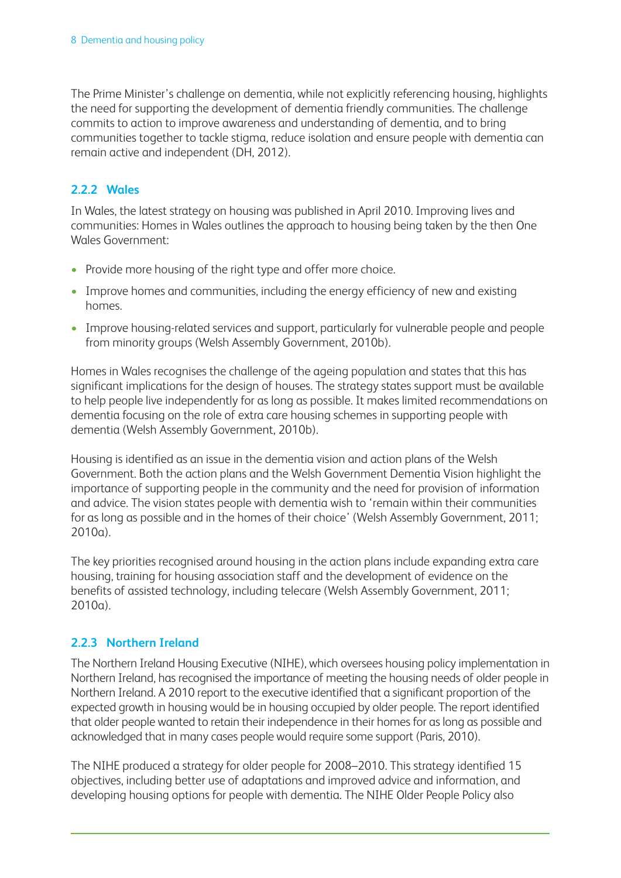The Prime Minister's challenge on dementia, while not explicitly referencing housing, highlights the need for supporting the development of dementia friendly communities. The challenge commits to action to improve awareness and understanding of dementia, and to bring communities together to tackle stigma, reduce isolation and ensure people with dementia can remain active and independent (DH, 2012).

### 2.2.2 Wales

In Wales, the latest strategy on housing was published in April 2010. Improving lives and communities: Homes in Wales outlines the approach to housing being taken by the then One Wales Government:

- Provide more housing of the right type and offer more choice.
- Improve homes and communities, including the energy efficiency of new and existing homes.
- Improve housing-related services and support, particularly for vulnerable people and people from minority groups (Welsh Assembly Government, 2010b).

Homes in Wales recognises the challenge of the ageing population and states that this has significant implications for the design of houses. The strategy states support must be available to help people live independently for as long as possible. It makes limited recommendations on dementia focusing on the role of extra care housing schemes in supporting people with dementia (Welsh Assembly Government, 2010b).

Housing is identified as an issue in the dementia vision and action plans of the Welsh Government. Both the action plans and the Welsh Government Dementia Vision highlight the importance of supporting people in the community and the need for provision of information and advice. The vision states people with dementia wish to 'remain within their communities for as long as possible and in the homes of their choice' (Welsh Assembly Government, 2011; 2010a).

The key priorities recognised around housing in the action plans include expanding extra care housing, training for housing association staff and the development of evidence on the benefits of assisted technology, including telecare (Welsh Assembly Government, 2011; 2010a).

### 2.2.3 Northern Ireland

The Northern Ireland Housing Executive (NIHE), which oversees housing policy implementation in Northern Ireland, has recognised the importance of meeting the housing needs of older people in Northern Ireland. A 2010 report to the executive identified that a significant proportion of the expected growth in housing would be in housing occupied by older people. The report identified that older people wanted to retain their independence in their homes for as long as possible and acknowledged that in many cases people would require some support (Paris, 2010).

The NIHE produced a strategy for older people for 2008–2010. This strategy identified 15 objectives, including better use of adaptations and improved advice and information, and developing housing options for people with dementia. The NIHE Older People Policy also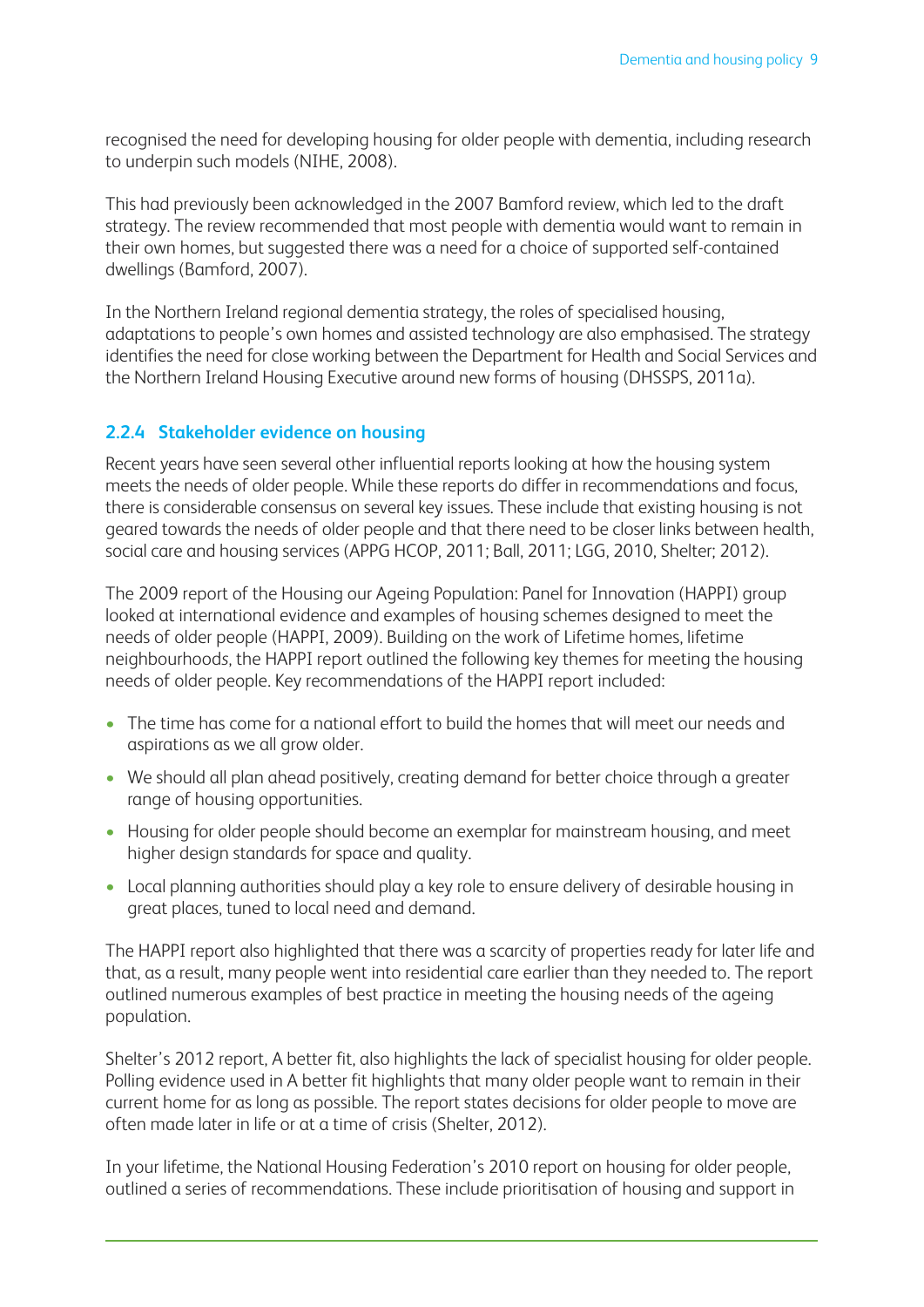recognised the need for developing housing for older people with dementia, including research to underpin such models (NIHE, 2008).

This had previously been acknowledged in the 2007 Bamford review, which led to the draft strategy. The review recommended that most people with dementia would want to remain in their own homes, but suggested there was a need for a choice of supported self-contained dwellings (Bamford, 2007).

In the Northern Ireland regional dementia strategy, the roles of specialised housing, adaptations to people's own homes and assisted technology are also emphasised. The strategy identifies the need for close working between the Department for Health and Social Services and the Northern Ireland Housing Executive around new forms of housing (DHSSPS, 2011a).

### 2.2.4 Stakeholder evidence on housing

Recent years have seen several other influential reports looking at how the housing system meets the needs of older people. While these reports do differ in recommendations and focus, there is considerable consensus on several key issues. These include that existing housing is not geared towards the needs of older people and that there need to be closer links between health, social care and housing services (APPG HCOP, 2011; Ball, 2011; LGG, 2010, Shelter; 2012).

The 2009 report of the Housing our Ageing Population: Panel for Innovation (HAPPI) group looked at international evidence and examples of housing schemes designed to meet the needs of older people (HAPPI, 2009). Building on the work of Lifetime homes, lifetime neighbourhoods, the HAPPI report outlined the following key themes for meeting the housing needs of older people. Key recommendations of the HAPPI report included:

- The time has come for a national effort to build the homes that will meet our needs and aspirations as we all grow older.
- We should all plan ahead positively, creating demand for better choice through a greater range of housing opportunities.
- Housing for older people should become an exemplar for mainstream housing, and meet higher design standards for space and quality.
- Local planning authorities should play a key role to ensure delivery of desirable housing in great places, tuned to local need and demand.

The HAPPI report also highlighted that there was a scarcity of properties ready for later life and that, as a result, many people went into residential care earlier than they needed to. The report outlined numerous examples of best practice in meeting the housing needs of the ageing population.

Shelter's 2012 report, A better fit, also highlights the lack of specialist housing for older people. Polling evidence used in A better fit highlights that many older people want to remain in their current home for as long as possible. The report states decisions for older people to move are often made later in life or at a time of crisis (Shelter, 2012).

In your lifetime, the National Housing Federation's 2010 report on housing for older people, outlined a series of recommendations. These include prioritisation of housing and support in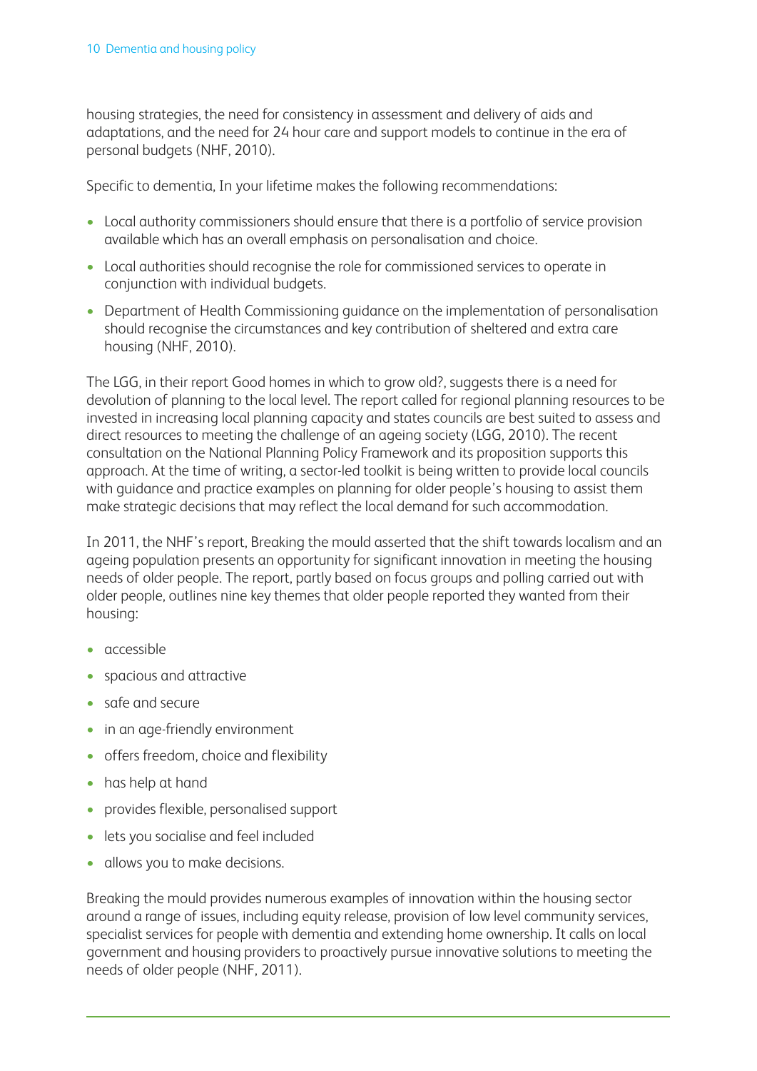housing strategies, the need for consistency in assessment and delivery of aids and adaptations, and the need for 24 hour care and support models to continue in the era of personal budgets (NHF, 2010).

Specific to dementia, In your lifetime makes the following recommendations:

- Local authority commissioners should ensure that there is a portfolio of service provision available which has an overall emphasis on personalisation and choice.
- Local authorities should recognise the role for commissioned services to operate in conjunction with individual budgets.
- Department of Health Commissioning guidance on the implementation of personalisation should recognise the circumstances and key contribution of sheltered and extra care housing (NHF, 2010).

The LGG, in their report Good homes in which to grow old?, suggests there is a need for devolution of planning to the local level. The report called for regional planning resources to be invested in increasing local planning capacity and states councils are best suited to assess and direct resources to meeting the challenge of an ageing society (LGG, 2010). The recent consultation on the National Planning Policy Framework and its proposition supports this approach. At the time of writing, a sector-led toolkit is being written to provide local councils with guidance and practice examples on planning for older people's housing to assist them make strategic decisions that may reflect the local demand for such accommodation.

In 2011, the NHF's report, Breaking the mould asserted that the shift towards localism and an ageing population presents an opportunity for significant innovation in meeting the housing needs of older people. The report, partly based on focus groups and polling carried out with older people, outlines nine key themes that older people reported they wanted from their housing:

- accessible
- spacious and attractive
- safe and secure
- in an age-friendly environment
- offers freedom, choice and flexibility
- has help at hand
- provides flexible, personalised support
- lets you socialise and feel included
- allows you to make decisions.

Breaking the mould provides numerous examples of innovation within the housing sector around a range of issues, including equity release, provision of low level community services, specialist services for people with dementia and extending home ownership. It calls on local government and housing providers to proactively pursue innovative solutions to meeting the needs of older people (NHF, 2011).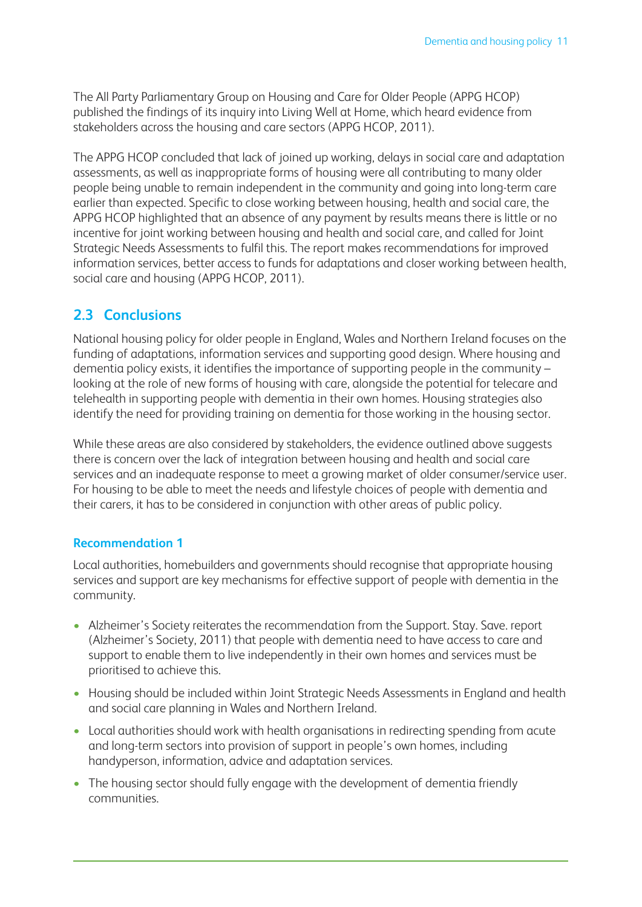The All Party Parliamentary Group on Housing and Care for Older People (APPG HCOP) published the findings of its inquiry into Living Well at Home, which heard evidence from stakeholders across the housing and care sectors (APPG HCOP, 2011).

The APPG HCOP concluded that lack of joined up working, delays in social care and adaptation assessments, as well as inappropriate forms of housing were all contributing to many older people being unable to remain independent in the community and going into long-term care earlier than expected. Specific to close working between housing, health and social care, the APPG HCOP highlighted that an absence of any payment by results means there is little or no incentive for joint working between housing and health and social care, and called for Joint Strategic Needs Assessments to fulfil this. The report makes recommendations for improved information services, better access to funds for adaptations and closer working between health, social care and housing (APPG HCOP, 2011).

## 2.3 Conclusions

National housing policy for older people in England, Wales and Northern Ireland focuses on the funding of adaptations, information services and supporting good design. Where housing and dementia policy exists, it identifies the importance of supporting people in the community – looking at the role of new forms of housing with care, alongside the potential for telecare and telehealth in supporting people with dementia in their own homes. Housing strategies also identify the need for providing training on dementia for those working in the housing sector.

While these areas are also considered by stakeholders, the evidence outlined above suggests there is concern over the lack of integration between housing and health and social care services and an inadequate response to meet a growing market of older consumer/service user. For housing to be able to meet the needs and lifestyle choices of people with dementia and their carers, it has to be considered in conjunction with other areas of public policy.

### Recommendation 1

Local authorities, homebuilders and governments should recognise that appropriate housing services and support are key mechanisms for effective support of people with dementia in the community.

- Alzheimer's Society reiterates the recommendation from the Support. Stay. Save. report (Alzheimer's Society, 2011) that people with dementia need to have access to care and support to enable them to live independently in their own homes and services must be prioritised to achieve this.
- Housing should be included within Joint Strategic Needs Assessments in England and health and social care planning in Wales and Northern Ireland.
- Local authorities should work with health organisations in redirecting spending from acute and long-term sectors into provision of support in people's own homes, including handyperson, information, advice and adaptation services.
- The housing sector should fully engage with the development of dementia friendly communities.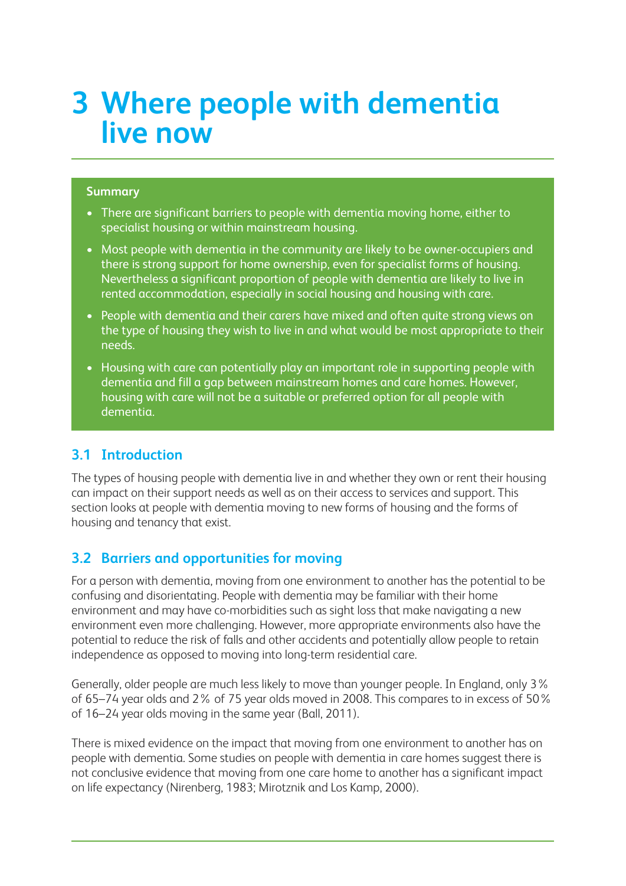# 3 Where people with dementia live now

**Summary**

- There are significant barriers to people with dementia moving home, either to specialist housing or within mainstream housing.
- Most people with dementia in the community are likely to be owner-occupiers and there is strong support for home ownership, even for specialist forms of housing. Nevertheless a significant proportion of people with dementia are likely to live in rented accommodation, especially in social housing and housing with care.
- People with dementia and their carers have mixed and often quite strong views on the type of housing they wish to live in and what would be most appropriate to their needs.
- Housing with care can potentially play an important role in supporting people with dementia and fill a gap between mainstream homes and care homes. However, housing with care will not be a suitable or preferred option for all people with dementia.

## 3.1 Introduction

The types of housing people with dementia live in and whether they own or rent their housing can impact on their support needs as well as on their access to services and support. This section looks at people with dementia moving to new forms of housing and the forms of housing and tenancy that exist.

## 3.2 Barriers and opportunities for moving

For a person with dementia, moving from one environment to another has the potential to be confusing and disorientating. People with dementia may be familiar with their home environment and may have co-morbidities such as sight loss that make navigating a new environment even more challenging. However, more appropriate environments also have the potential to reduce the risk of falls and other accidents and potentially allow people to retain independence as opposed to moving into long-term residential care.

Generally, older people are much less likely to move than younger people. In England, only 3% of 65–74 year olds and 2% of 75 year olds moved in 2008. This compares to in excess of 50% of 16–24 year olds moving in the same year (Ball, 2011).

There is mixed evidence on the impact that moving from one environment to another has on people with dementia. Some studies on people with dementia in care homes suggest there is not conclusive evidence that moving from one care home to another has a significant impact on life expectancy (Nirenberg, 1983; Mirotznik and Los Kamp, 2000).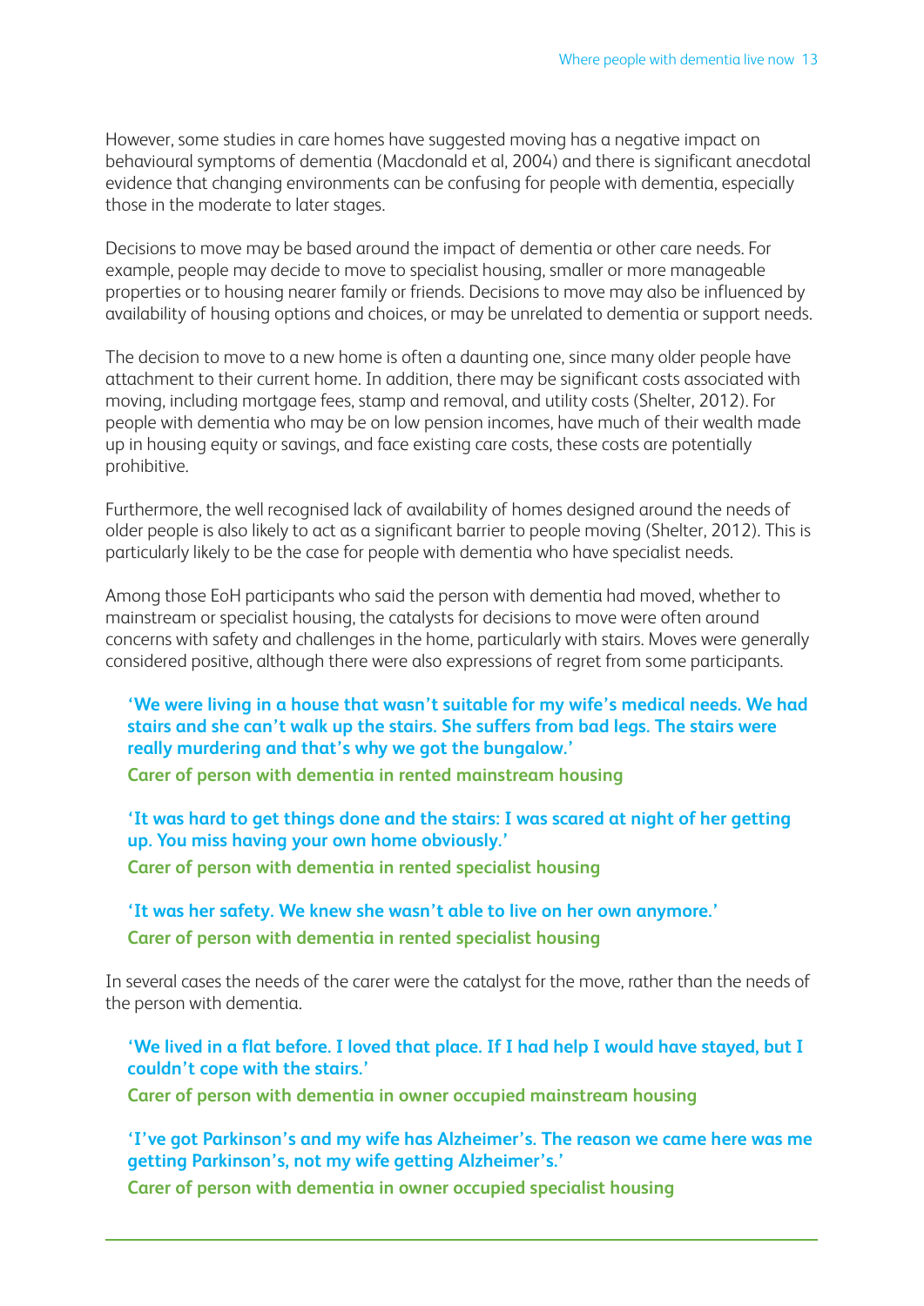However, some studies in care homes have suggested moving has a negative impact on behavioural symptoms of dementia (Macdonald et al, 2004) and there is significant anecdotal evidence that changing environments can be confusing for people with dementia, especially those in the moderate to later stages.

Decisions to move may be based around the impact of dementia or other care needs. For example, people may decide to move to specialist housing, smaller or more manageable properties or to housing nearer family or friends. Decisions to move may also be influenced by availability of housing options and choices, or may be unrelated to dementia or support needs.

The decision to move to a new home is often a daunting one, since many older people have attachment to their current home. In addition, there may be significant costs associated with moving, including mortgage fees, stamp and removal, and utility costs (Shelter, 2012). For people with dementia who may be on low pension incomes, have much of their wealth made up in housing equity or savings, and face existing care costs, these costs are potentially prohibitive.

Furthermore, the well recognised lack of availability of homes designed around the needs of older people is also likely to act as a significant barrier to people moving (Shelter, 2012). This is particularly likely to be the case for people with dementia who have specialist needs.

Among those EoH participants who said the person with dementia had moved, whether to mainstream or specialist housing, the catalysts for decisions to move were often around concerns with safety and challenges in the home, particularly with stairs. Moves were generally considered positive, although there were also expressions of regret from some participants.

> **'We were living in a house that wasn't suitable for my wife's medical needs. We had stairs and she can't walk up the stairs. She suffers from bad legs. The stairs were really murdering and that's why we got the bungalow.'**
>
> **Carer of person with dementia in rented mainstream housing**

> **'It was hard to get things done and the stairs: I was scared at night of her getting up. You miss having your own home obviously.'**
>
> **Carer of person with dementia in rented specialist housing**

> **'It was her safety. We knew she wasn't able to live on her own anymore.'**
>
> **Carer of person with dementia in rented specialist housing**

In several cases the needs of the carer were the catalyst for the move, rather than the needs of the person with dementia.

> **'We lived in a flat before. I loved that place. If I had help I would have stayed, but I couldn't cope with the stairs.'**
>
> **Carer of person with dementia in owner occupied mainstream housing**

> **'I've got Parkinson's and my wife has Alzheimer's. The reason we came here was me getting Parkinson's, not my wife getting Alzheimer's.'**
>
> **Carer of person with dementia in owner occupied specialist housing**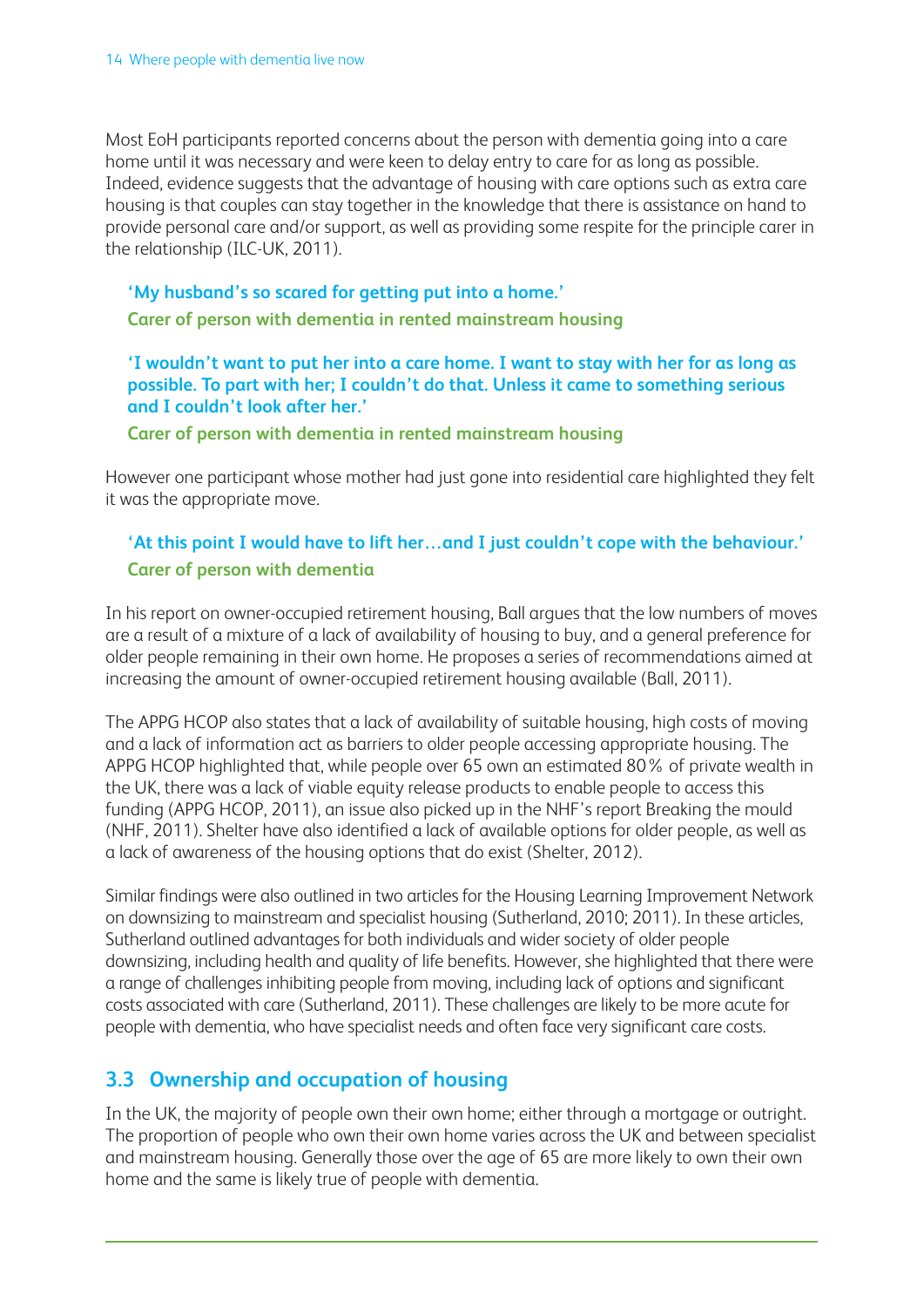Most EoH participants reported concerns about the person with dementia going into a care home until it was necessary and were keen to delay entry to care for as long as possible. Indeed, evidence suggests that the advantage of housing with care options such as extra care housing is that couples can stay together in the knowledge that there is assistance on hand to provide personal care and/or support, as well as providing some respite for the principle carer in the relationship (ILC-UK, 2011).

> **'My husband's so scared for getting put into a home.'**
> **Carer of person with dementia in rented mainstream housing**

> **'I wouldn't want to put her into a care home. I want to stay with her for as long as possible. To part with her; I couldn't do that. Unless it came to something serious and I couldn't look after her.'**
> **Carer of person with dementia in rented mainstream housing**

However one participant whose mother had just gone into residential care highlighted they felt it was the appropriate move.

> **'At this point I would have to lift her…and I just couldn't cope with the behaviour.'**
> **Carer of person with dementia**

In his report on owner-occupied retirement housing, Ball argues that the low numbers of moves are a result of a mixture of a lack of availability of housing to buy, and a general preference for older people remaining in their own home. He proposes a series of recommendations aimed at increasing the amount of owner-occupied retirement housing available (Ball, 2011).

The APPG HCOP also states that a lack of availability of suitable housing, high costs of moving and a lack of information act as barriers to older people accessing appropriate housing. The APPG HCOP highlighted that, while people over 65 own an estimated 80% of private wealth in the UK, there was a lack of viable equity release products to enable people to access this funding (APPG HCOP, 2011), an issue also picked up in the NHF's report Breaking the mould (NHF, 2011). Shelter have also identified a lack of available options for older people, as well as a lack of awareness of the housing options that do exist (Shelter, 2012).

Similar findings were also outlined in two articles for the Housing Learning Improvement Network on downsizing to mainstream and specialist housing (Sutherland, 2010; 2011). In these articles, Sutherland outlined advantages for both individuals and wider society of older people downsizing, including health and quality of life benefits. However, she highlighted that there were a range of challenges inhibiting people from moving, including lack of options and significant costs associated with care (Sutherland, 2011). These challenges are likely to be more acute for people with dementia, who have specialist needs and often face very significant care costs.

## 3.3 Ownership and occupation of housing

In the UK, the majority of people own their own home; either through a mortgage or outright. The proportion of people who own their own home varies across the UK and between specialist and mainstream housing. Generally those over the age of 65 are more likely to own their own home and the same is likely true of people with dementia.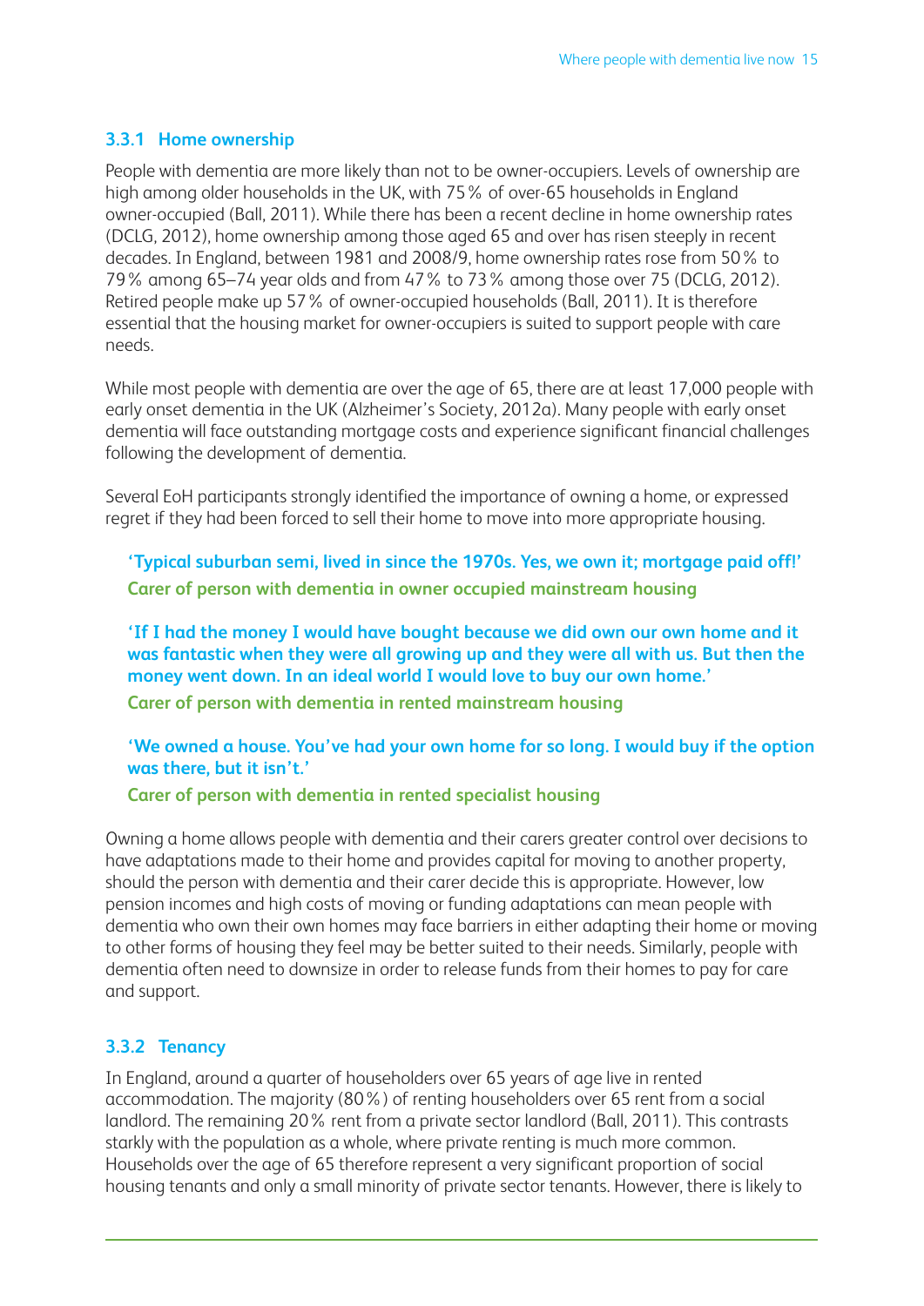### 3.3.1 Home ownership

People with dementia are more likely than not to be owner-occupiers. Levels of ownership are high among older households in the UK, with 75% of over-65 households in England owner-occupied (Ball, 2011). While there has been a recent decline in home ownership rates (DCLG, 2012), home ownership among those aged 65 and over has risen steeply in recent decades. In England, between 1981 and 2008/9, home ownership rates rose from 50% to 79% among 65–74 year olds and from 47% to 73% among those over 75 (DCLG, 2012). Retired people make up 57% of owner-occupied households (Ball, 2011). It is therefore essential that the housing market for owner-occupiers is suited to support people with care needs.

While most people with dementia are over the age of 65, there are at least 17,000 people with early onset dementia in the UK (Alzheimer's Society, 2012a). Many people with early onset dementia will face outstanding mortgage costs and experience significant financial challenges following the development of dementia.

Several EoH participants strongly identified the importance of owning a home, or expressed regret if they had been forced to sell their home to move into more appropriate housing.

> **'Typical suburban semi, lived in since the 1970s. Yes, we own it; mortgage paid off!'**
> **Carer of person with dementia in owner occupied mainstream housing**

> **'If I had the money I would have bought because we did own our own home and it was fantastic when they were all growing up and they were all with us. But then the money went down. In an ideal world I would love to buy our own home.'**
> **Carer of person with dementia in rented mainstream housing**

> **'We owned a house. You've had your own home for so long. I would buy if the option was there, but it isn't.'**
> **Carer of person with dementia in rented specialist housing**

Owning a home allows people with dementia and their carers greater control over decisions to have adaptations made to their home and provides capital for moving to another property, should the person with dementia and their carer decide this is appropriate. However, low pension incomes and high costs of moving or funding adaptations can mean people with dementia who own their own homes may face barriers in either adapting their home or moving to other forms of housing they feel may be better suited to their needs. Similarly, people with dementia often need to downsize in order to release funds from their homes to pay for care and support.

### 3.3.2 Tenancy

In England, around a quarter of householders over 65 years of age live in rented accommodation. The majority (80%) of renting householders over 65 rent from a social landlord. The remaining 20% rent from a private sector landlord (Ball, 2011). This contrasts starkly with the population as a whole, where private renting is much more common. Households over the age of 65 therefore represent a very significant proportion of social housing tenants and only a small minority of private sector tenants. However, there is likely to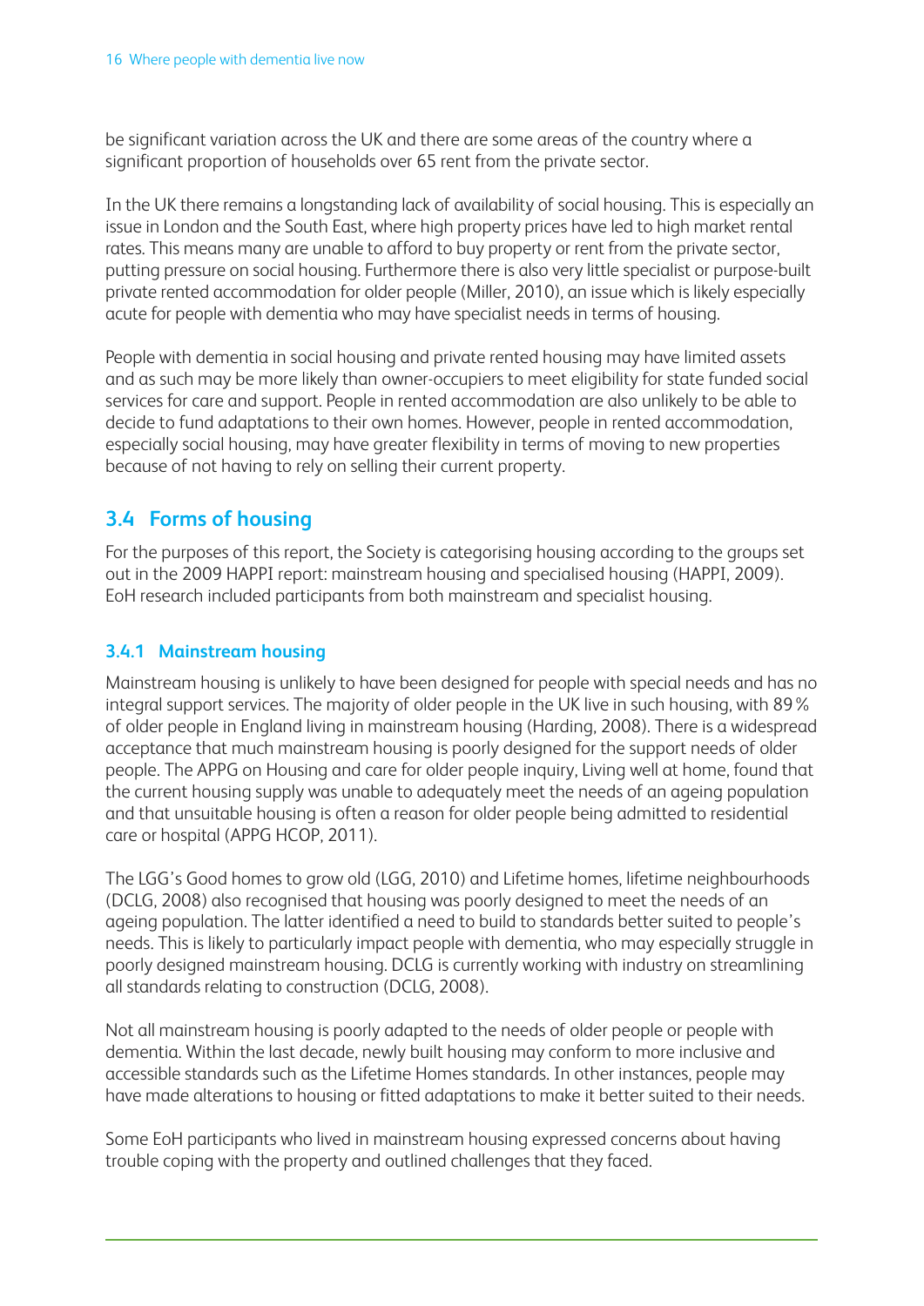be significant variation across the UK and there are some areas of the country where a significant proportion of households over 65 rent from the private sector.

In the UK there remains a longstanding lack of availability of social housing. This is especially an issue in London and the South East, where high property prices have led to high market rental rates. This means many are unable to afford to buy property or rent from the private sector, putting pressure on social housing. Furthermore there is also very little specialist or purpose-built private rented accommodation for older people (Miller, 2010), an issue which is likely especially acute for people with dementia who may have specialist needs in terms of housing.

People with dementia in social housing and private rented housing may have limited assets and as such may be more likely than owner-occupiers to meet eligibility for state funded social services for care and support. People in rented accommodation are also unlikely to be able to decide to fund adaptations to their own homes. However, people in rented accommodation, especially social housing, may have greater flexibility in terms of moving to new properties because of not having to rely on selling their current property.

## 3.4 Forms of housing

For the purposes of this report, the Society is categorising housing according to the groups set out in the 2009 HAPPI report: mainstream housing and specialised housing (HAPPI, 2009). EoH research included participants from both mainstream and specialist housing.

### 3.4.1 Mainstream housing

Mainstream housing is unlikely to have been designed for people with special needs and has no integral support services. The majority of older people in the UK live in such housing, with 89% of older people in England living in mainstream housing (Harding, 2008). There is a widespread acceptance that much mainstream housing is poorly designed for the support needs of older people. The APPG on Housing and care for older people inquiry, Living well at home, found that the current housing supply was unable to adequately meet the needs of an ageing population and that unsuitable housing is often a reason for older people being admitted to residential care or hospital (APPG HCOP, 2011).

The LGG's Good homes to grow old (LGG, 2010) and Lifetime homes, lifetime neighbourhoods (DCLG, 2008) also recognised that housing was poorly designed to meet the needs of an ageing population. The latter identified a need to build to standards better suited to people's needs. This is likely to particularly impact people with dementia, who may especially struggle in poorly designed mainstream housing. DCLG is currently working with industry on streamlining all standards relating to construction (DCLG, 2008).

Not all mainstream housing is poorly adapted to the needs of older people or people with dementia. Within the last decade, newly built housing may conform to more inclusive and accessible standards such as the Lifetime Homes standards. In other instances, people may have made alterations to housing or fitted adaptations to make it better suited to their needs.

Some EoH participants who lived in mainstream housing expressed concerns about having trouble coping with the property and outlined challenges that they faced.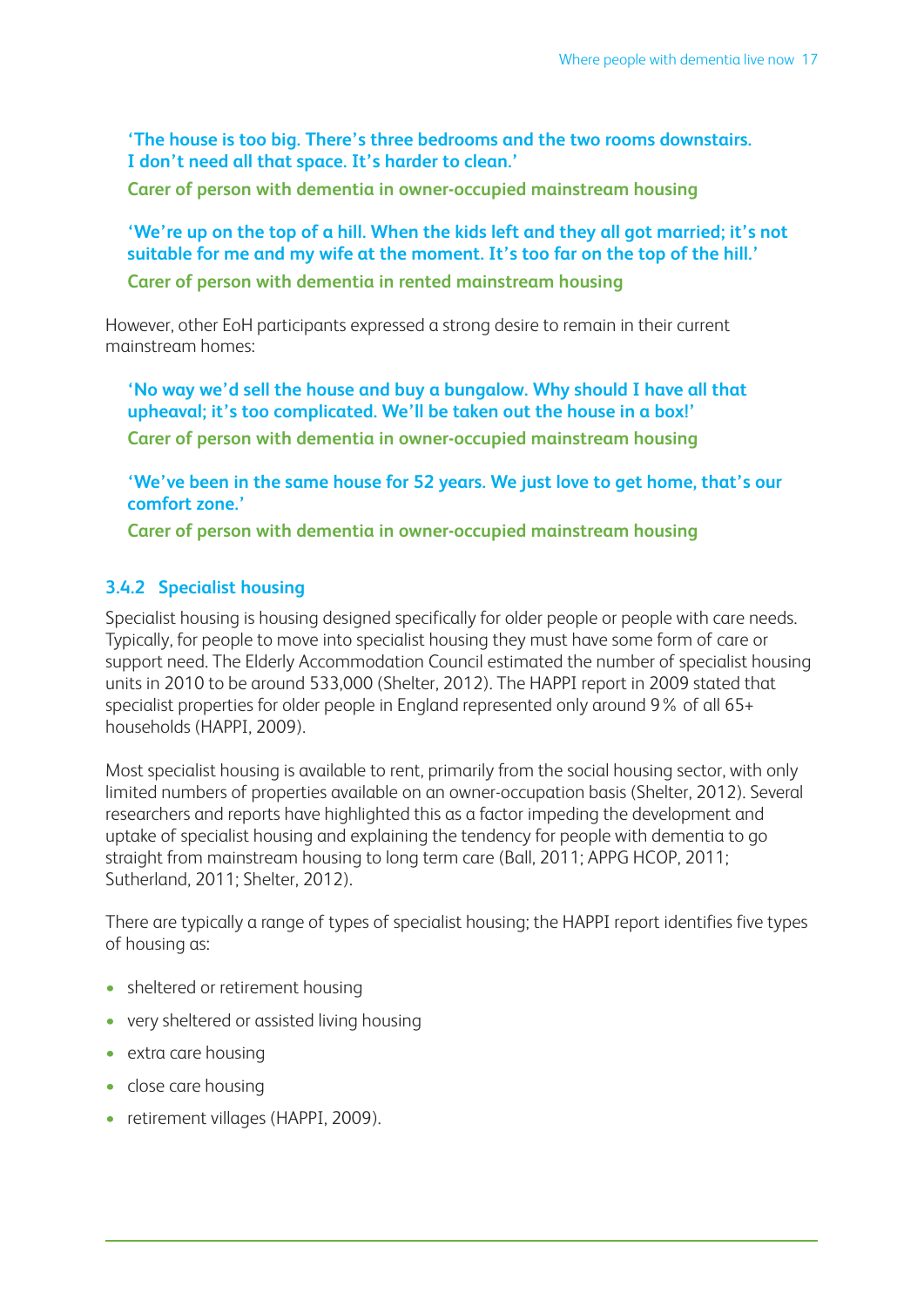**'The house is too big. There's three bedrooms and the two rooms downstairs. I don't need all that space. It's harder to clean.'**

**Carer of person with dementia in owner-occupied mainstream housing**

**'We're up on the top of a hill. When the kids left and they all got married; it's not suitable for me and my wife at the moment. It's too far on the top of the hill.'**

**Carer of person with dementia in rented mainstream housing**

However, other EoH participants expressed a strong desire to remain in their current mainstream homes:

**'No way we'd sell the house and buy a bungalow. Why should I have all that upheaval; it's too complicated. We'll be taken out the house in a box!'**

**Carer of person with dementia in owner-occupied mainstream housing**

**'We've been in the same house for 52 years. We just love to get home, that's our comfort zone.'**

**Carer of person with dementia in owner-occupied mainstream housing**

### 3.4.2 Specialist housing

Specialist housing is housing designed specifically for older people or people with care needs. Typically, for people to move into specialist housing they must have some form of care or support need. The Elderly Accommodation Council estimated the number of specialist housing units in 2010 to be around 533,000 (Shelter, 2012). The HAPPI report in 2009 stated that specialist properties for older people in England represented only around 9% of all 65+ households (HAPPI, 2009).

Most specialist housing is available to rent, primarily from the social housing sector, with only limited numbers of properties available on an owner-occupation basis (Shelter, 2012). Several researchers and reports have highlighted this as a factor impeding the development and uptake of specialist housing and explaining the tendency for people with dementia to go straight from mainstream housing to long term care (Ball, 2011; APPG HCOP, 2011; Sutherland, 2011; Shelter, 2012).

There are typically a range of types of specialist housing; the HAPPI report identifies five types of housing as:

- sheltered or retirement housing
- very sheltered or assisted living housing
- extra care housing
- close care housing
- retirement villages (HAPPI, 2009).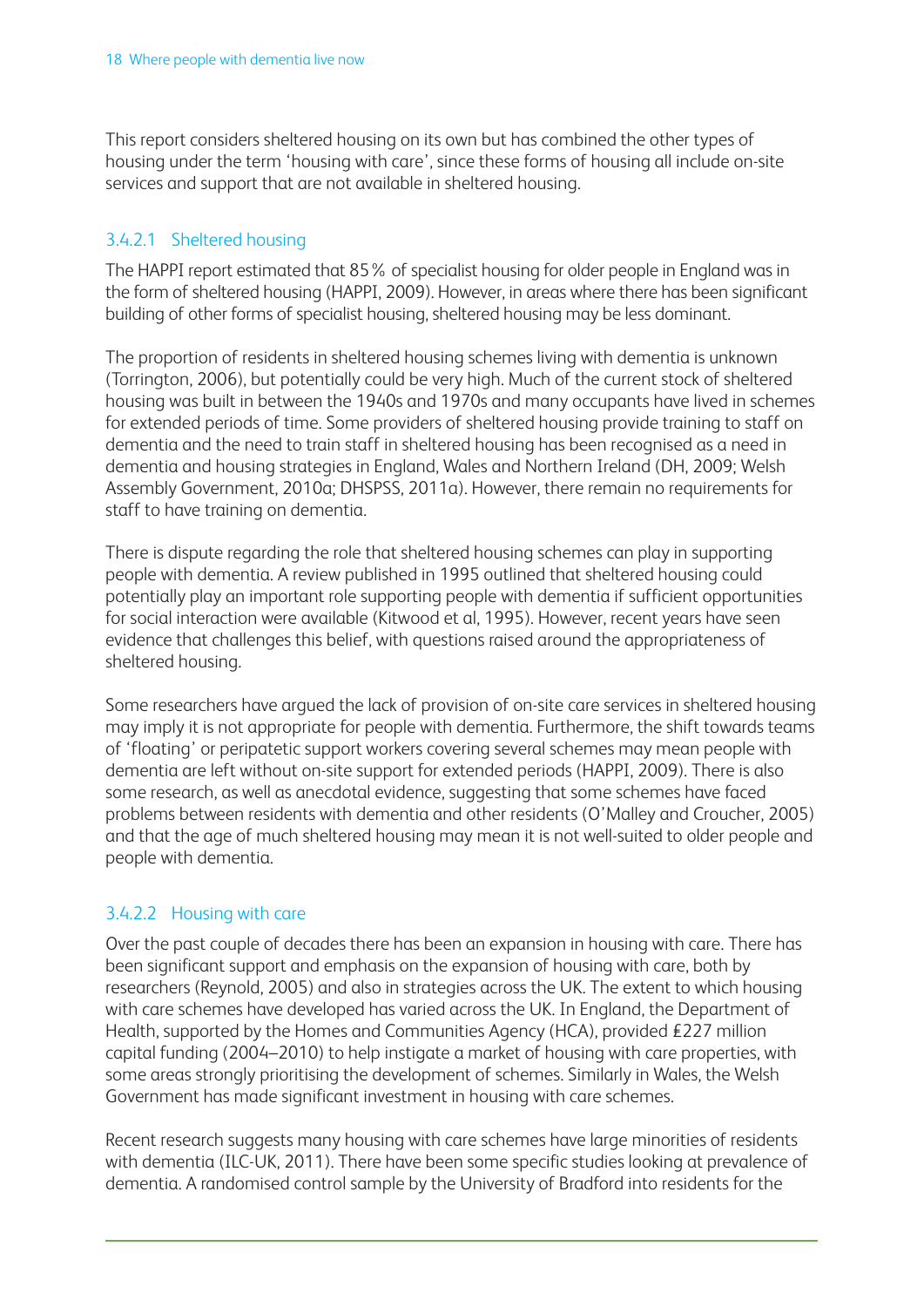This report considers sheltered housing on its own but has combined the other types of housing under the term 'housing with care', since these forms of housing all include on-site services and support that are not available in sheltered housing.

#### 3.4.2.1 Sheltered housing

The HAPPI report estimated that 85% of specialist housing for older people in England was in the form of sheltered housing (HAPPI, 2009). However, in areas where there has been significant building of other forms of specialist housing, sheltered housing may be less dominant.

The proportion of residents in sheltered housing schemes living with dementia is unknown (Torrington, 2006), but potentially could be very high. Much of the current stock of sheltered housing was built in between the 1940s and 1970s and many occupants have lived in schemes for extended periods of time. Some providers of sheltered housing provide training to staff on dementia and the need to train staff in sheltered housing has been recognised as a need in dementia and housing strategies in England, Wales and Northern Ireland (DH, 2009; Welsh Assembly Government, 2010a; DHSPSS, 2011a). However, there remain no requirements for staff to have training on dementia.

There is dispute regarding the role that sheltered housing schemes can play in supporting people with dementia. A review published in 1995 outlined that sheltered housing could potentially play an important role supporting people with dementia if sufficient opportunities for social interaction were available (Kitwood et al, 1995). However, recent years have seen evidence that challenges this belief, with questions raised around the appropriateness of sheltered housing.

Some researchers have argued the lack of provision of on-site care services in sheltered housing may imply it is not appropriate for people with dementia. Furthermore, the shift towards teams of 'floating' or peripatetic support workers covering several schemes may mean people with dementia are left without on-site support for extended periods (HAPPI, 2009). There is also some research, as well as anecdotal evidence, suggesting that some schemes have faced problems between residents with dementia and other residents (O'Malley and Croucher, 2005) and that the age of much sheltered housing may mean it is not well-suited to older people and people with dementia.

#### 3.4.2.2 Housing with care

Over the past couple of decades there has been an expansion in housing with care. There has been significant support and emphasis on the expansion of housing with care, both by researchers (Reynold, 2005) and also in strategies across the UK. The extent to which housing with care schemes have developed has varied across the UK. In England, the Department of Health, supported by the Homes and Communities Agency (HCA), provided £227 million capital funding (2004–2010) to help instigate a market of housing with care properties, with some areas strongly prioritising the development of schemes. Similarly in Wales, the Welsh Government has made significant investment in housing with care schemes.

Recent research suggests many housing with care schemes have large minorities of residents with dementia (ILC-UK, 2011). There have been some specific studies looking at prevalence of dementia. A randomised control sample by the University of Bradford into residents for the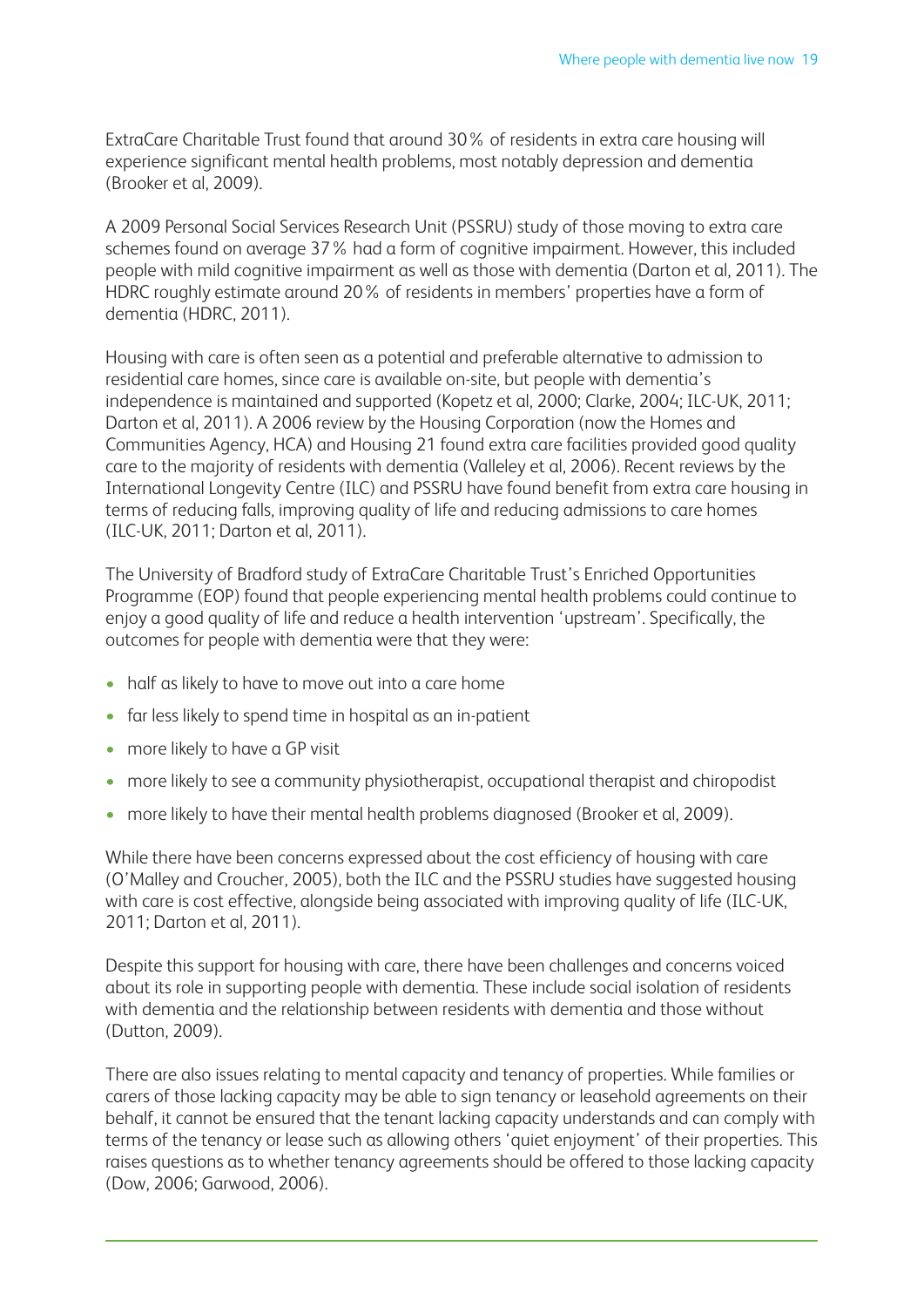ExtraCare Charitable Trust found that around 30% of residents in extra care housing will experience significant mental health problems, most notably depression and dementia (Brooker et al, 2009).

A 2009 Personal Social Services Research Unit (PSSRU) study of those moving to extra care schemes found on average 37% had a form of cognitive impairment. However, this included people with mild cognitive impairment as well as those with dementia (Darton et al, 2011). The HDRC roughly estimate around 20% of residents in members' properties have a form of dementia (HDRC, 2011).

Housing with care is often seen as a potential and preferable alternative to admission to residential care homes, since care is available on-site, but people with dementia's independence is maintained and supported (Kopetz et al, 2000; Clarke, 2004; ILC-UK, 2011; Darton et al, 2011). A 2006 review by the Housing Corporation (now the Homes and Communities Agency, HCA) and Housing 21 found extra care facilities provided good quality care to the majority of residents with dementia (Valleley et al, 2006). Recent reviews by the International Longevity Centre (ILC) and PSSRU have found benefit from extra care housing in terms of reducing falls, improving quality of life and reducing admissions to care homes (ILC-UK, 2011; Darton et al, 2011).

The University of Bradford study of ExtraCare Charitable Trust's Enriched Opportunities Programme (EOP) found that people experiencing mental health problems could continue to enjoy a good quality of life and reduce a health intervention 'upstream'. Specifically, the outcomes for people with dementia were that they were:

- half as likely to have to move out into a care home
- far less likely to spend time in hospital as an in-patient
- more likely to have a GP visit
- more likely to see a community physiotherapist, occupational therapist and chiropodist
- more likely to have their mental health problems diagnosed (Brooker et al, 2009).

While there have been concerns expressed about the cost efficiency of housing with care (O'Malley and Croucher, 2005), both the ILC and the PSSRU studies have suggested housing with care is cost effective, alongside being associated with improving quality of life (ILC-UK, 2011; Darton et al, 2011).

Despite this support for housing with care, there have been challenges and concerns voiced about its role in supporting people with dementia. These include social isolation of residents with dementia and the relationship between residents with dementia and those without (Dutton, 2009).

There are also issues relating to mental capacity and tenancy of properties. While families or carers of those lacking capacity may be able to sign tenancy or leasehold agreements on their behalf, it cannot be ensured that the tenant lacking capacity understands and can comply with terms of the tenancy or lease such as allowing others 'quiet enjoyment' of their properties. This raises questions as to whether tenancy agreements should be offered to those lacking capacity (Dow, 2006; Garwood, 2006).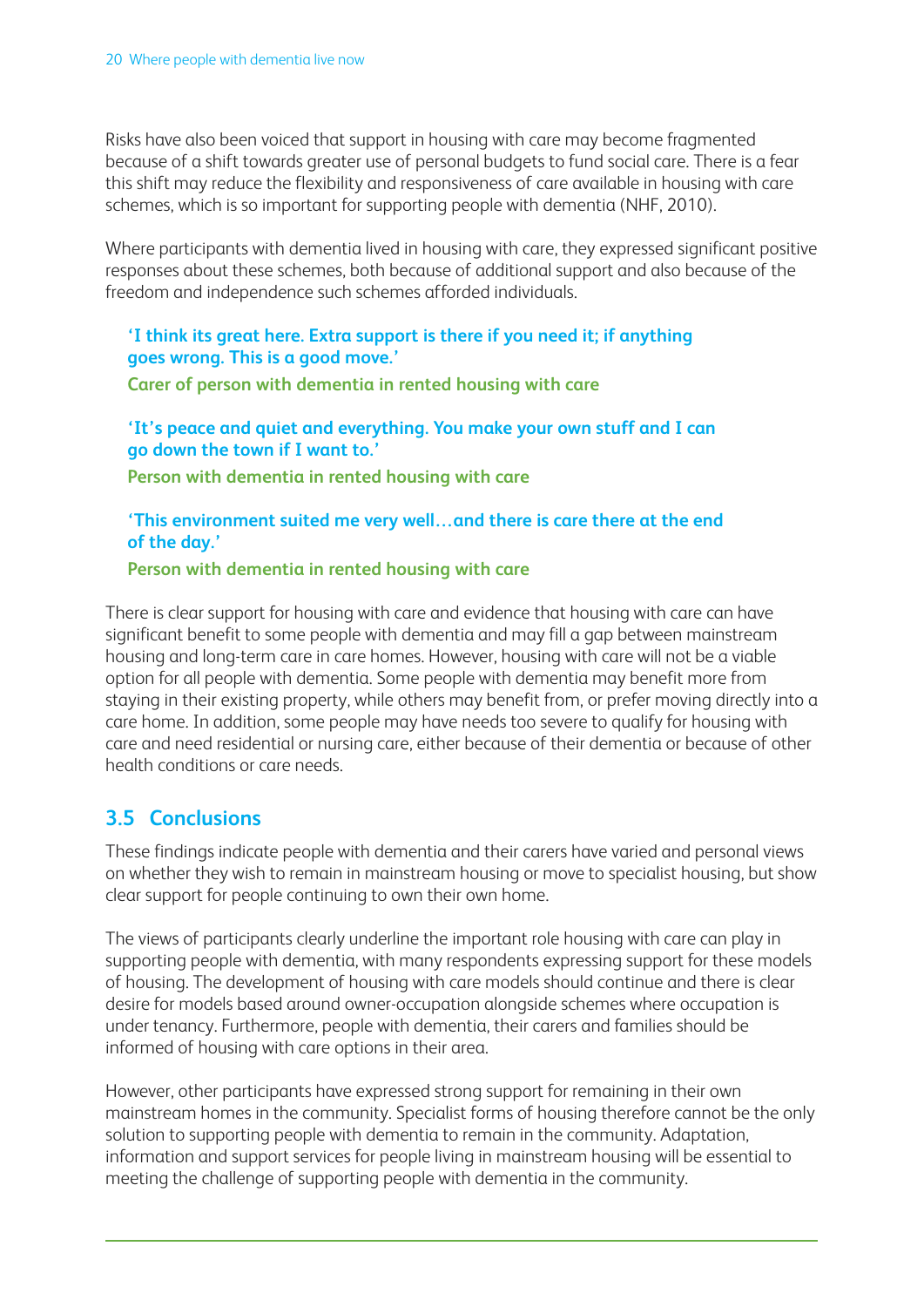Risks have also been voiced that support in housing with care may become fragmented because of a shift towards greater use of personal budgets to fund social care. There is a fear this shift may reduce the flexibility and responsiveness of care available in housing with care schemes, which is so important for supporting people with dementia (NHF, 2010).

Where participants with dementia lived in housing with care, they expressed significant positive responses about these schemes, both because of additional support and also because of the freedom and independence such schemes afforded individuals.

> **'I think its great here. Extra support is there if you need it; if anything goes wrong. This is a good move.'**
>
> **Carer of person with dementia in rented housing with care**

> **'It's peace and quiet and everything. You make your own stuff and I can go down the town if I want to.'**
>
> **Person with dementia in rented housing with care**

> **'This environment suited me very well…and there is care there at the end of the day.'**
>
> **Person with dementia in rented housing with care**

There is clear support for housing with care and evidence that housing with care can have significant benefit to some people with dementia and may fill a gap between mainstream housing and long-term care in care homes. However, housing with care will not be a viable option for all people with dementia. Some people with dementia may benefit more from staying in their existing property, while others may benefit from, or prefer moving directly into a care home. In addition, some people may have needs too severe to qualify for housing with care and need residential or nursing care, either because of their dementia or because of other health conditions or care needs.

## 3.5 Conclusions

These findings indicate people with dementia and their carers have varied and personal views on whether they wish to remain in mainstream housing or move to specialist housing, but show clear support for people continuing to own their own home.

The views of participants clearly underline the important role housing with care can play in supporting people with dementia, with many respondents expressing support for these models of housing. The development of housing with care models should continue and there is clear desire for models based around owner-occupation alongside schemes where occupation is under tenancy. Furthermore, people with dementia, their carers and families should be informed of housing with care options in their area.

However, other participants have expressed strong support for remaining in their own mainstream homes in the community. Specialist forms of housing therefore cannot be the only solution to supporting people with dementia to remain in the community. Adaptation, information and support services for people living in mainstream housing will be essential to meeting the challenge of supporting people with dementia in the community.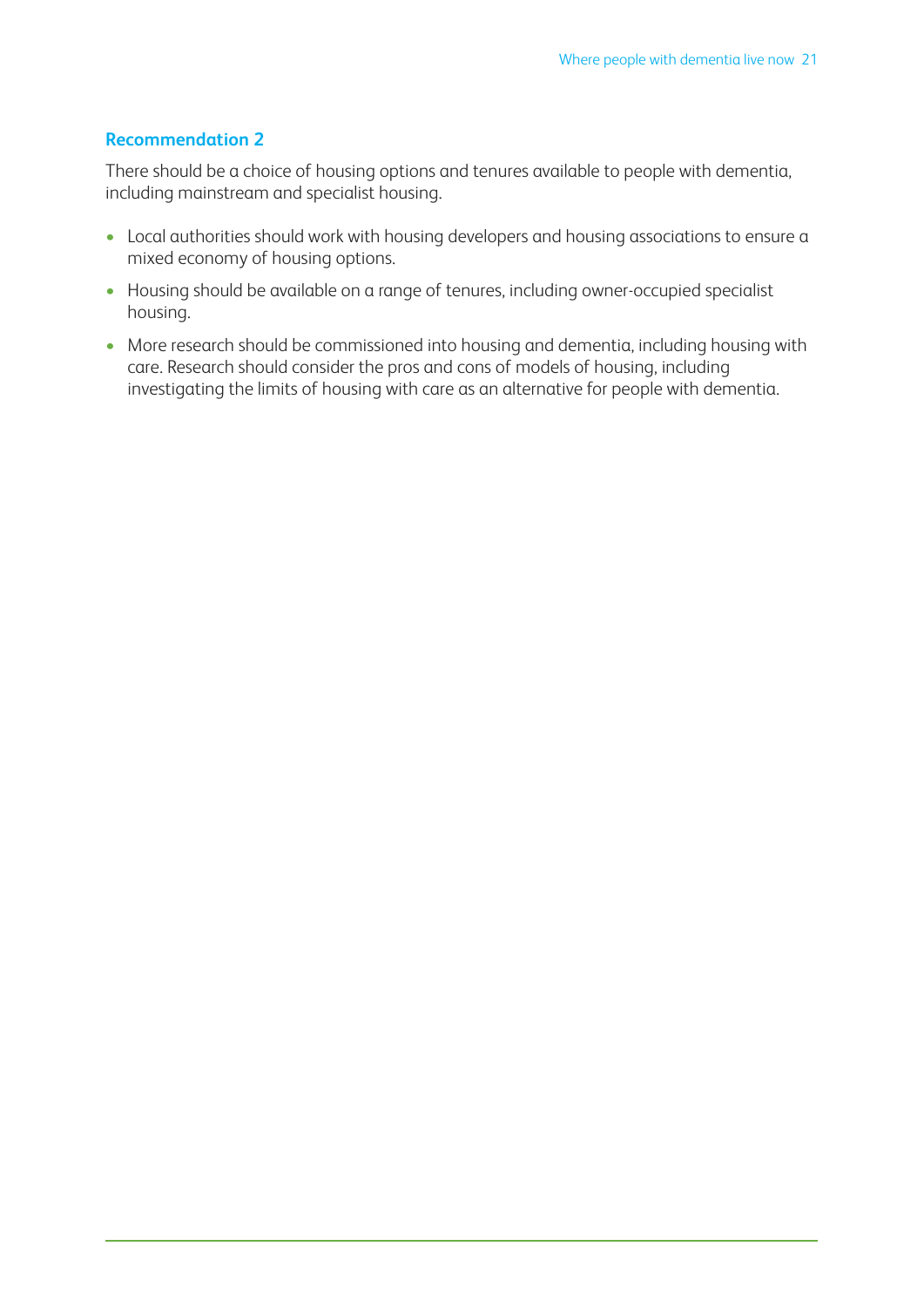### Recommendation 2

There should be a choice of housing options and tenures available to people with dementia, including mainstream and specialist housing.

- Local authorities should work with housing developers and housing associations to ensure a mixed economy of housing options.
- Housing should be available on a range of tenures, including owner-occupied specialist housing.
- More research should be commissioned into housing and dementia, including housing with care. Research should consider the pros and cons of models of housing, including investigating the limits of housing with care as an alternative for people with dementia.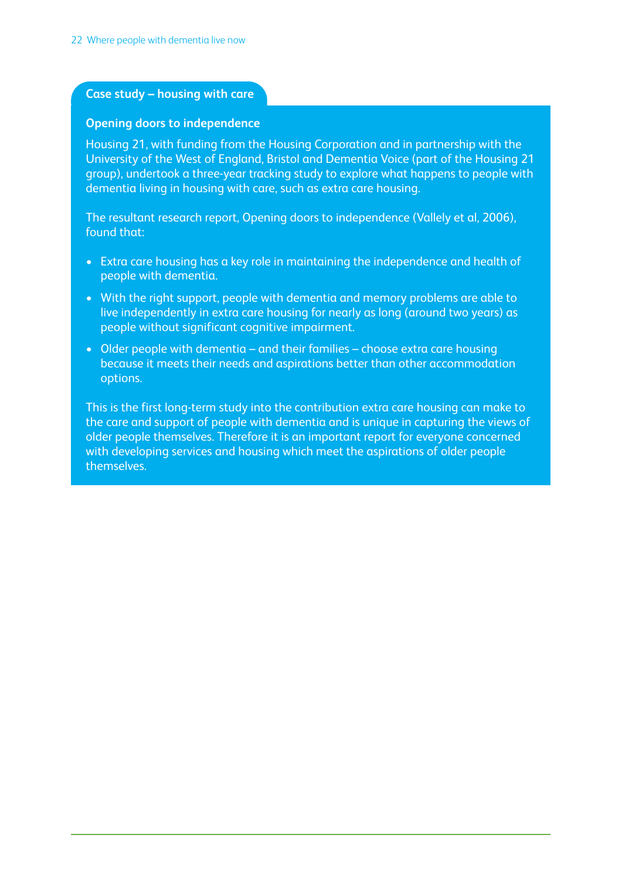## Case study – housing with care

### Opening doors to independence

Housing 21, with funding from the Housing Corporation and in partnership with the University of the West of England, Bristol and Dementia Voice (part of the Housing 21 group), undertook a three-year tracking study to explore what happens to people with dementia living in housing with care, such as extra care housing.

The resultant research report, Opening doors to independence (Vallely et al, 2006), found that:

- Extra care housing has a key role in maintaining the independence and health of people with dementia.
- With the right support, people with dementia and memory problems are able to live independently in extra care housing for nearly as long (around two years) as people without significant cognitive impairment.
- Older people with dementia – and their families – choose extra care housing because it meets their needs and aspirations better than other accommodation options.

This is the first long-term study into the contribution extra care housing can make to the care and support of people with dementia and is unique in capturing the views of older people themselves. Therefore it is an important report for everyone concerned with developing services and housing which meet the aspirations of older people themselves.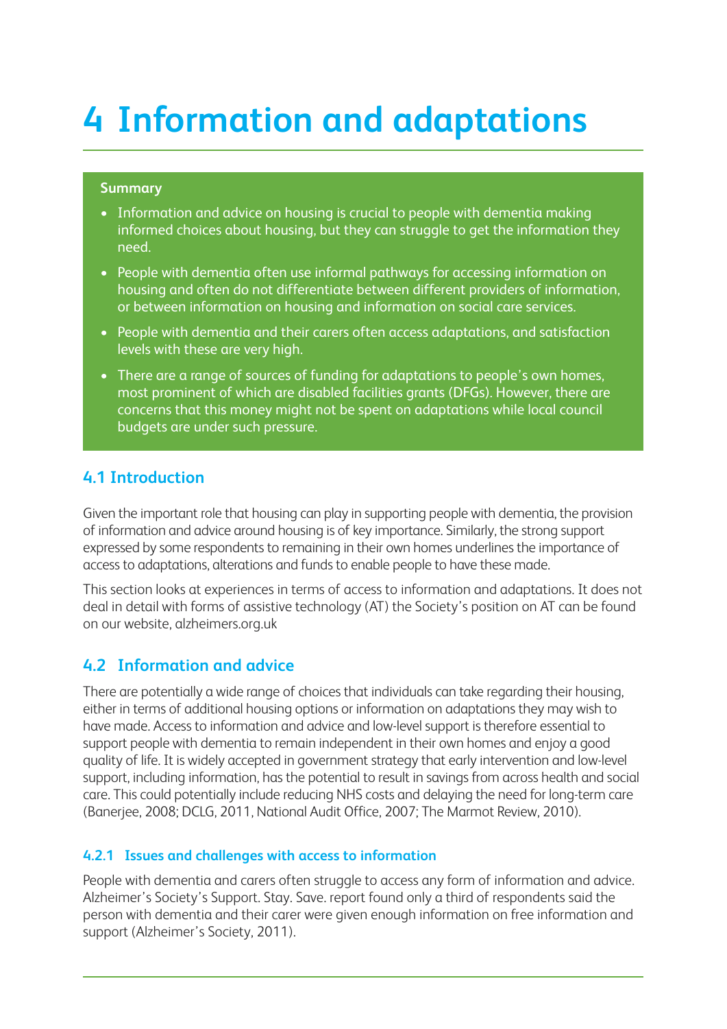# 4 Information and adaptations

**Summary**

- Information and advice on housing is crucial to people with dementia making informed choices about housing, but they can struggle to get the information they need.
- People with dementia often use informal pathways for accessing information on housing and often do not differentiate between different providers of information, or between information on housing and information on social care services.
- People with dementia and their carers often access adaptations, and satisfaction levels with these are very high.
- There are a range of sources of funding for adaptations to people's own homes, most prominent of which are disabled facilities grants (DFGs). However, there are concerns that this money might not be spent on adaptations while local council budgets are under such pressure.

## 4.1 Introduction

Given the important role that housing can play in supporting people with dementia, the provision of information and advice around housing is of key importance. Similarly, the strong support expressed by some respondents to remaining in their own homes underlines the importance of access to adaptations, alterations and funds to enable people to have these made.

This section looks at experiences in terms of access to information and adaptations. It does not deal in detail with forms of assistive technology (AT) the Society's position on AT can be found on our website, alzheimers.org.uk

## 4.2 Information and advice

There are potentially a wide range of choices that individuals can take regarding their housing, either in terms of additional housing options or information on adaptations they may wish to have made. Access to information and advice and low-level support is therefore essential to support people with dementia to remain independent in their own homes and enjoy a good quality of life. It is widely accepted in government strategy that early intervention and low-level support, including information, has the potential to result in savings from across health and social care. This could potentially include reducing NHS costs and delaying the need for long-term care (Banerjee, 2008; DCLG, 2011, National Audit Office, 2007; The Marmot Review, 2010).

### 4.2.1 Issues and challenges with access to information

People with dementia and carers often struggle to access any form of information and advice. Alzheimer's Society's Support. Stay. Save. report found only a third of respondents said the person with dementia and their carer were given enough information on free information and support (Alzheimer's Society, 2011).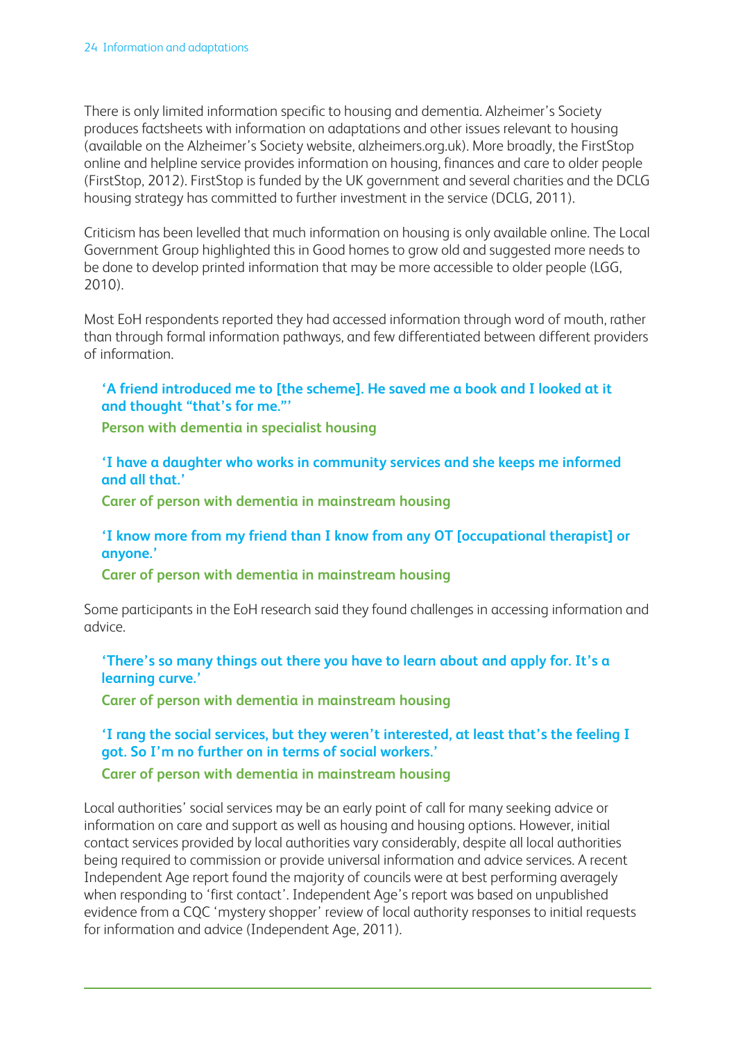There is only limited information specific to housing and dementia. Alzheimer's Society produces factsheets with information on adaptations and other issues relevant to housing (available on the Alzheimer's Society website, alzheimers.org.uk). More broadly, the FirstStop online and helpline service provides information on housing, finances and care to older people (FirstStop, 2012). FirstStop is funded by the UK government and several charities and the DCLG housing strategy has committed to further investment in the service (DCLG, 2011).

Criticism has been levelled that much information on housing is only available online. The Local Government Group highlighted this in Good homes to grow old and suggested more needs to be done to develop printed information that may be more accessible to older people (LGG, 2010).

Most EoH respondents reported they had accessed information through word of mouth, rather than through formal information pathways, and few differentiated between different providers of information.

> **'A friend introduced me to [the scheme]. He saved me a book and I looked at it and thought "that's for me."'**
>
> **Person with dementia in specialist housing**

> **'I have a daughter who works in community services and she keeps me informed and all that.'**
>
> **Carer of person with dementia in mainstream housing**

> **'I know more from my friend than I know from any OT [occupational therapist] or anyone.'**
>
> **Carer of person with dementia in mainstream housing**

Some participants in the EoH research said they found challenges in accessing information and advice.

> **'There's so many things out there you have to learn about and apply for. It's a learning curve.'**
>
> **Carer of person with dementia in mainstream housing**

> **'I rang the social services, but they weren't interested, at least that's the feeling I got. So I'm no further on in terms of social workers.'**
>
> **Carer of person with dementia in mainstream housing**

Local authorities' social services may be an early point of call for many seeking advice or information on care and support as well as housing and housing options. However, initial contact services provided by local authorities vary considerably, despite all local authorities being required to commission or provide universal information and advice services. A recent Independent Age report found the majority of councils were at best performing averagely when responding to 'first contact'. Independent Age's report was based on unpublished evidence from a CQC 'mystery shopper' review of local authority responses to initial requests for information and advice (Independent Age, 2011).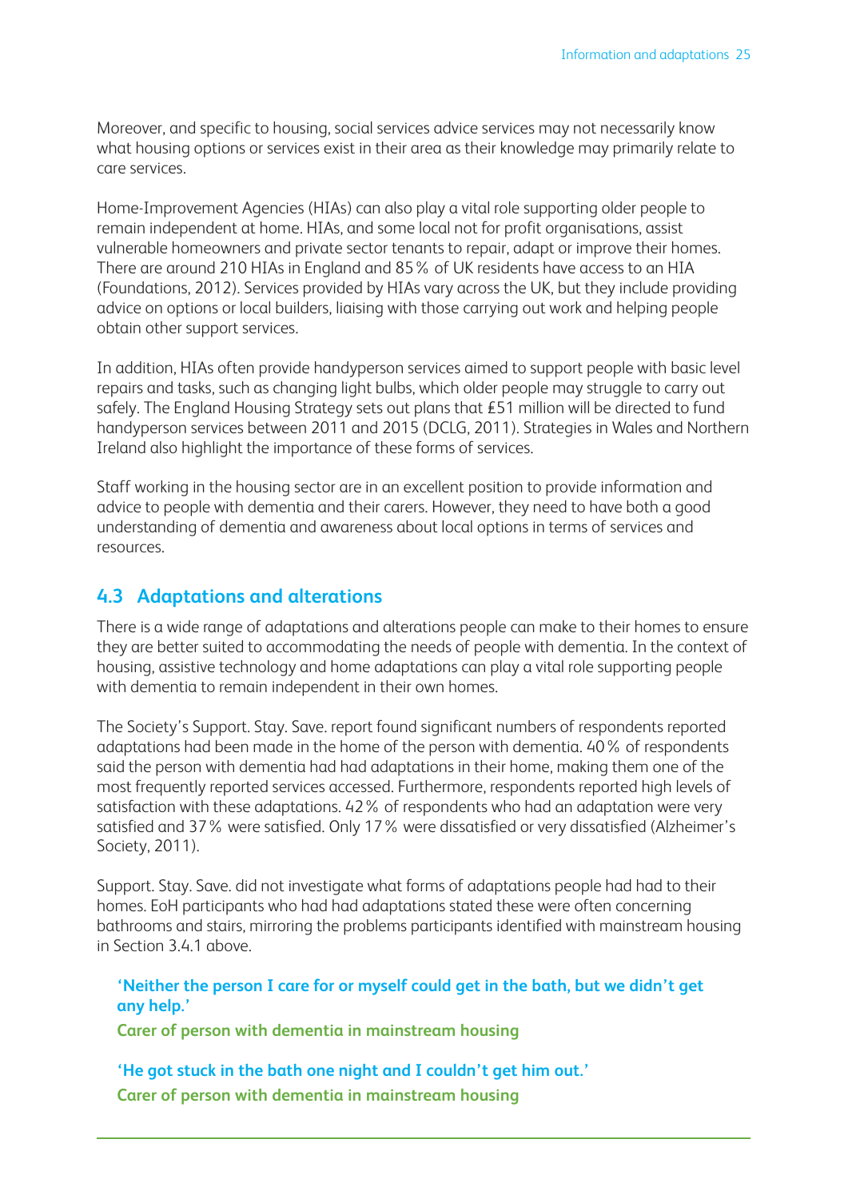Moreover, and specific to housing, social services advice services may not necessarily know what housing options or services exist in their area as their knowledge may primarily relate to care services.

Home-Improvement Agencies (HIAs) can also play a vital role supporting older people to remain independent at home. HIAs, and some local not for profit organisations, assist vulnerable homeowners and private sector tenants to repair, adapt or improve their homes. There are around 210 HIAs in England and 85% of UK residents have access to an HIA (Foundations, 2012). Services provided by HIAs vary across the UK, but they include providing advice on options or local builders, liaising with those carrying out work and helping people obtain other support services.

In addition, HIAs often provide handyperson services aimed to support people with basic level repairs and tasks, such as changing light bulbs, which older people may struggle to carry out safely. The England Housing Strategy sets out plans that £51 million will be directed to fund handyperson services between 2011 and 2015 (DCLG, 2011). Strategies in Wales and Northern Ireland also highlight the importance of these forms of services.

Staff working in the housing sector are in an excellent position to provide information and advice to people with dementia and their carers. However, they need to have both a good understanding of dementia and awareness about local options in terms of services and resources.

## 4.3 Adaptations and alterations

There is a wide range of adaptations and alterations people can make to their homes to ensure they are better suited to accommodating the needs of people with dementia. In the context of housing, assistive technology and home adaptations can play a vital role supporting people with dementia to remain independent in their own homes.

The Society's Support. Stay. Save. report found significant numbers of respondents reported adaptations had been made in the home of the person with dementia. 40% of respondents said the person with dementia had had adaptations in their home, making them one of the most frequently reported services accessed. Furthermore, respondents reported high levels of satisfaction with these adaptations. 42% of respondents who had an adaptation were very satisfied and 37% were satisfied. Only 17% were dissatisfied or very dissatisfied (Alzheimer's Society, 2011).

Support. Stay. Save. did not investigate what forms of adaptations people had had to their homes. EoH participants who had had adaptations stated these were often concerning bathrooms and stairs, mirroring the problems participants identified with mainstream housing in Section 3.4.1 above.

> **'Neither the person I care for or myself could get in the bath, but we didn't get any help.'**
> **Carer of person with dementia in mainstream housing**

> **'He got stuck in the bath one night and I couldn't get him out.'**
> **Carer of person with dementia in mainstream housing**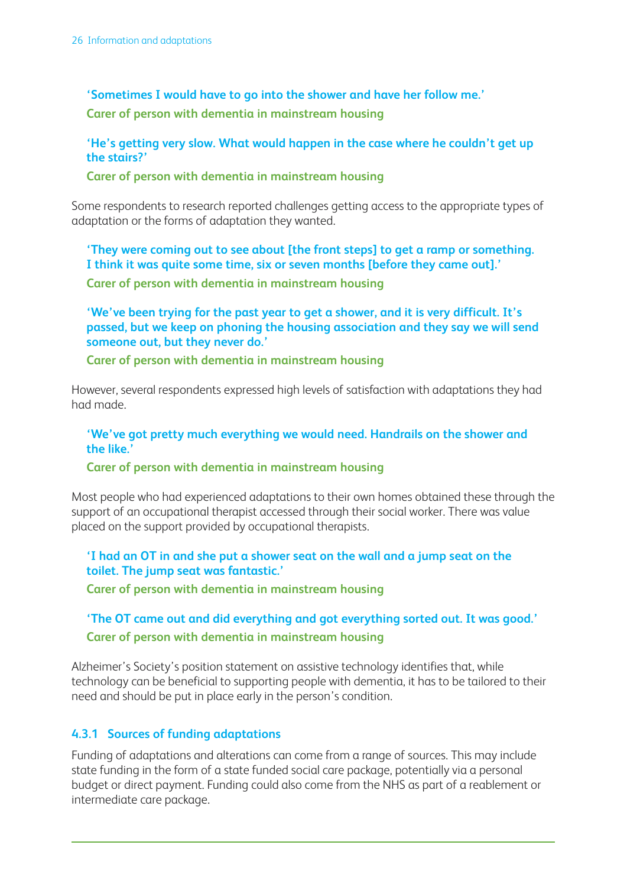**'Sometimes I would have to go into the shower and have her follow me.'**

**Carer of person with dementia in mainstream housing**

**'He's getting very slow. What would happen in the case where he couldn't get up the stairs?'**

**Carer of person with dementia in mainstream housing**

Some respondents to research reported challenges getting access to the appropriate types of adaptation or the forms of adaptation they wanted.

**'They were coming out to see about [the front steps] to get a ramp or something. I think it was quite some time, six or seven months [before they came out].'**

**Carer of person with dementia in mainstream housing**

**'We've been trying for the past year to get a shower, and it is very difficult. It's passed, but we keep on phoning the housing association and they say we will send someone out, but they never do.'**

**Carer of person with dementia in mainstream housing**

However, several respondents expressed high levels of satisfaction with adaptations they had had made.

**'We've got pretty much everything we would need. Handrails on the shower and the like.'**

**Carer of person with dementia in mainstream housing**

Most people who had experienced adaptations to their own homes obtained these through the support of an occupational therapist accessed through their social worker. There was value placed on the support provided by occupational therapists.

**'I had an OT in and she put a shower seat on the wall and a jump seat on the toilet. The jump seat was fantastic.'**

**Carer of person with dementia in mainstream housing**

**'The OT came out and did everything and got everything sorted out. It was good.'**

**Carer of person with dementia in mainstream housing**

Alzheimer's Society's position statement on assistive technology identifies that, while technology can be beneficial to supporting people with dementia, it has to be tailored to their need and should be put in place early in the person's condition.

### 4.3.1 Sources of funding adaptations

Funding of adaptations and alterations can come from a range of sources. This may include state funding in the form of a state funded social care package, potentially via a personal budget or direct payment. Funding could also come from the NHS as part of a reablement or intermediate care package.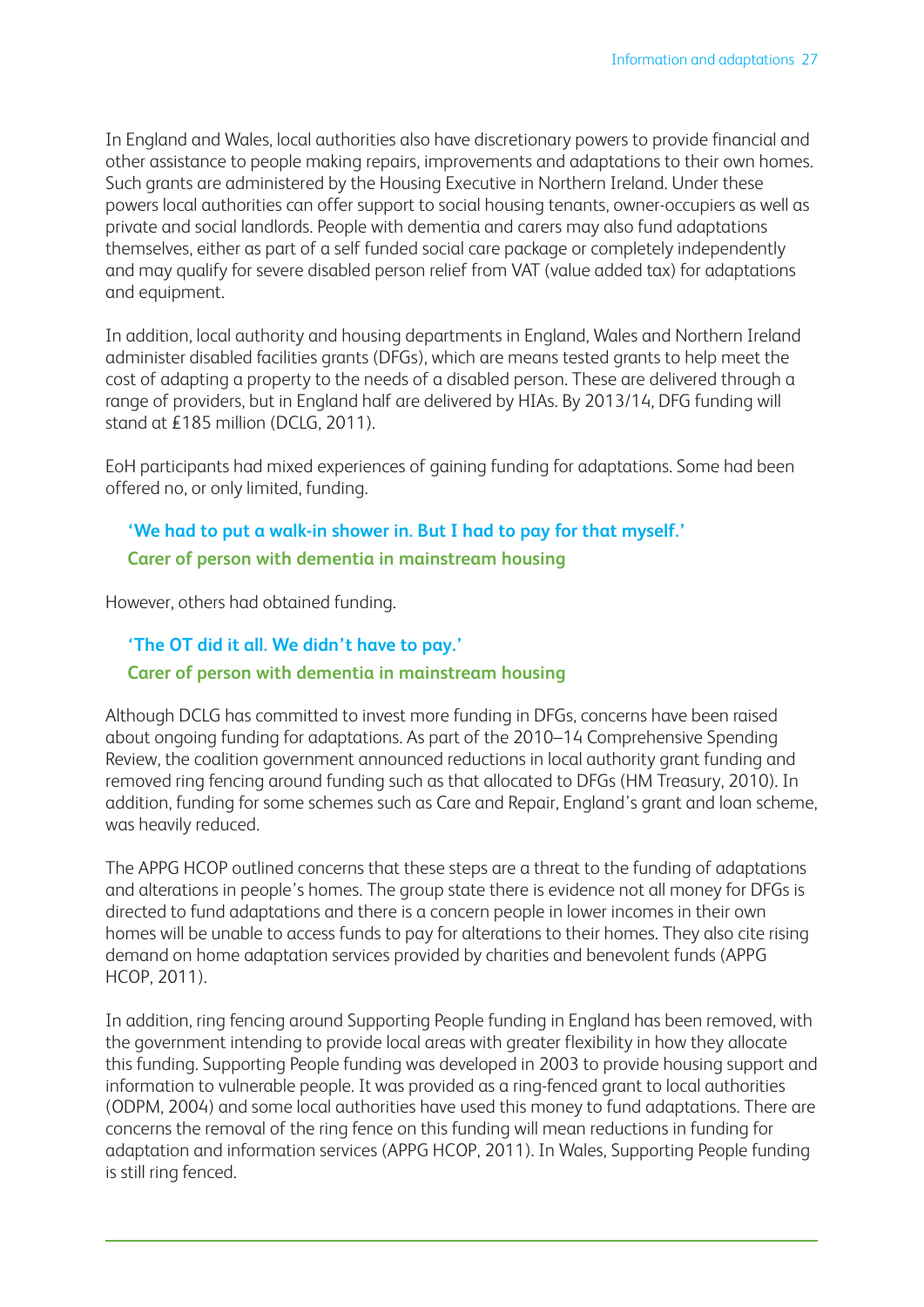In England and Wales, local authorities also have discretionary powers to provide financial and other assistance to people making repairs, improvements and adaptations to their own homes. Such grants are administered by the Housing Executive in Northern Ireland. Under these powers local authorities can offer support to social housing tenants, owner-occupiers as well as private and social landlords. People with dementia and carers may also fund adaptations themselves, either as part of a self funded social care package or completely independently and may qualify for severe disabled person relief from VAT (value added tax) for adaptations and equipment.

In addition, local authority and housing departments in England, Wales and Northern Ireland administer disabled facilities grants (DFGs), which are means tested grants to help meet the cost of adapting a property to the needs of a disabled person. These are delivered through a range of providers, but in England half are delivered by HIAs. By 2013/14, DFG funding will stand at £185 million (DCLG, 2011).

EoH participants had mixed experiences of gaining funding for adaptations. Some had been offered no, or only limited, funding.

> **'We had to put a walk-in shower in. But I had to pay for that myself.'**
> **Carer of person with dementia in mainstream housing**

However, others had obtained funding.

> **'The OT did it all. We didn't have to pay.'**
> **Carer of person with dementia in mainstream housing**

Although DCLG has committed to invest more funding in DFGs, concerns have been raised about ongoing funding for adaptations. As part of the 2010–14 Comprehensive Spending Review, the coalition government announced reductions in local authority grant funding and removed ring fencing around funding such as that allocated to DFGs (HM Treasury, 2010). In addition, funding for some schemes such as Care and Repair, England's grant and loan scheme, was heavily reduced.

The APPG HCOP outlined concerns that these steps are a threat to the funding of adaptations and alterations in people's homes. The group state there is evidence not all money for DFGs is directed to fund adaptations and there is a concern people in lower incomes in their own homes will be unable to access funds to pay for alterations to their homes. They also cite rising demand on home adaptation services provided by charities and benevolent funds (APPG HCOP, 2011).

In addition, ring fencing around Supporting People funding in England has been removed, with the government intending to provide local areas with greater flexibility in how they allocate this funding. Supporting People funding was developed in 2003 to provide housing support and information to vulnerable people. It was provided as a ring-fenced grant to local authorities (ODPM, 2004) and some local authorities have used this money to fund adaptations. There are concerns the removal of the ring fence on this funding will mean reductions in funding for adaptation and information services (APPG HCOP, 2011). In Wales, Supporting People funding is still ring fenced.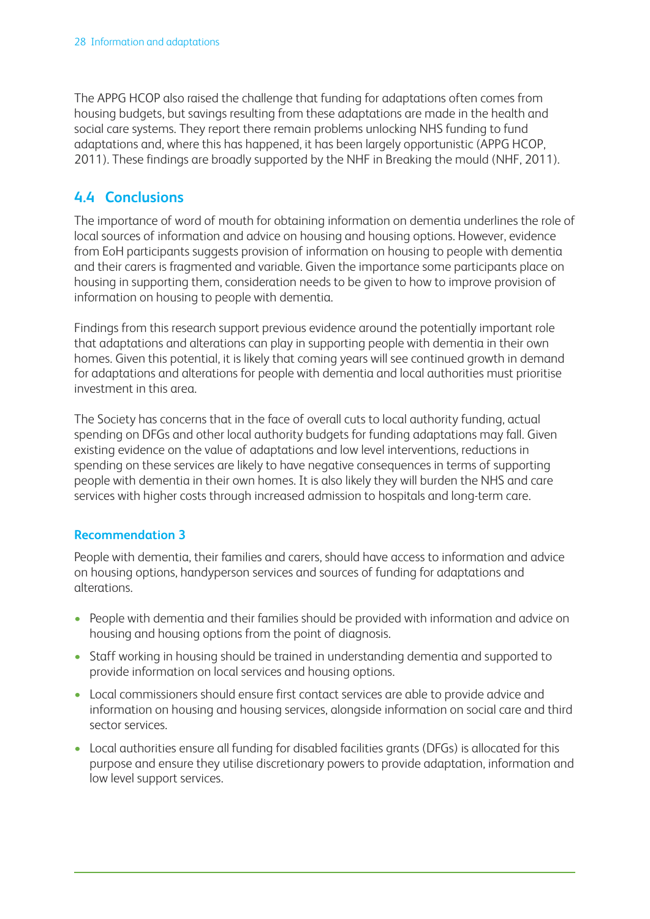The APPG HCOP also raised the challenge that funding for adaptations often comes from housing budgets, but savings resulting from these adaptations are made in the health and social care systems. They report there remain problems unlocking NHS funding to fund adaptations and, where this has happened, it has been largely opportunistic (APPG HCOP, 2011). These findings are broadly supported by the NHF in Breaking the mould (NHF, 2011).

## 4.4 Conclusions

The importance of word of mouth for obtaining information on dementia underlines the role of local sources of information and advice on housing and housing options. However, evidence from EoH participants suggests provision of information on housing to people with dementia and their carers is fragmented and variable. Given the importance some participants place on housing in supporting them, consideration needs to be given to how to improve provision of information on housing to people with dementia.

Findings from this research support previous evidence around the potentially important role that adaptations and alterations can play in supporting people with dementia in their own homes. Given this potential, it is likely that coming years will see continued growth in demand for adaptations and alterations for people with dementia and local authorities must prioritise investment in this area.

The Society has concerns that in the face of overall cuts to local authority funding, actual spending on DFGs and other local authority budgets for funding adaptations may fall. Given existing evidence on the value of adaptations and low level interventions, reductions in spending on these services are likely to have negative consequences in terms of supporting people with dementia in their own homes. It is also likely they will burden the NHS and care services with higher costs through increased admission to hospitals and long-term care.

### Recommendation 3

People with dementia, their families and carers, should have access to information and advice on housing options, handyperson services and sources of funding for adaptations and alterations.

- People with dementia and their families should be provided with information and advice on housing and housing options from the point of diagnosis.
- Staff working in housing should be trained in understanding dementia and supported to provide information on local services and housing options.
- Local commissioners should ensure first contact services are able to provide advice and information on housing and housing services, alongside information on social care and third sector services.
- Local authorities ensure all funding for disabled facilities grants (DFGs) is allocated for this purpose and ensure they utilise discretionary powers to provide adaptation, information and low level support services.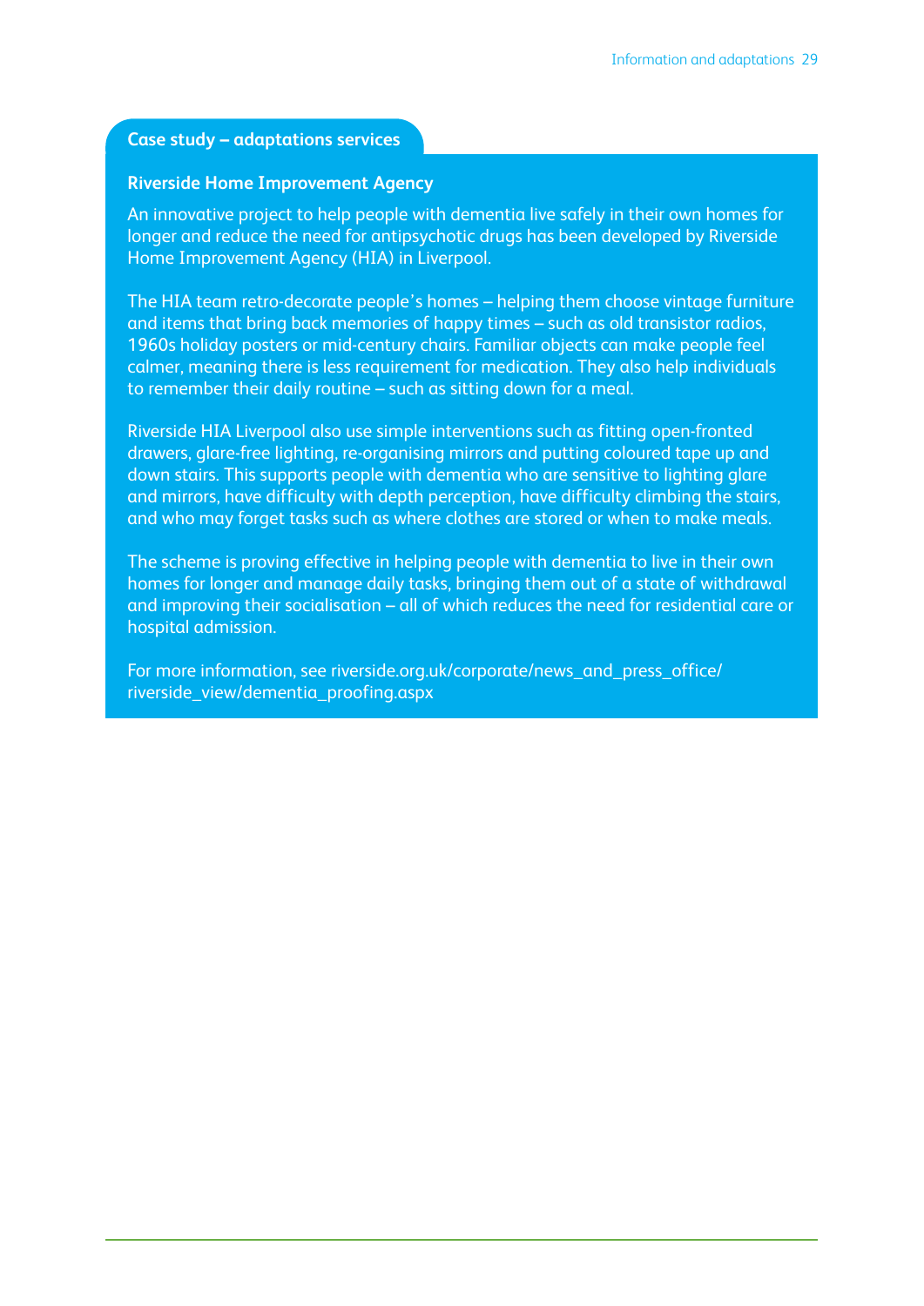### Case study – adaptations services

**Riverside Home Improvement Agency**

An innovative project to help people with dementia live safely in their own homes for longer and reduce the need for antipsychotic drugs has been developed by Riverside Home Improvement Agency (HIA) in Liverpool.

The HIA team retro-decorate people's homes – helping them choose vintage furniture and items that bring back memories of happy times – such as old transistor radios, 1960s holiday posters or mid-century chairs. Familiar objects can make people feel calmer, meaning there is less requirement for medication. They also help individuals to remember their daily routine – such as sitting down for a meal.

Riverside HIA Liverpool also use simple interventions such as fitting open-fronted drawers, glare-free lighting, re-organising mirrors and putting coloured tape up and down stairs. This supports people with dementia who are sensitive to lighting glare and mirrors, have difficulty with depth perception, have difficulty climbing the stairs, and who may forget tasks such as where clothes are stored or when to make meals.

The scheme is proving effective in helping people with dementia to live in their own homes for longer and manage daily tasks, bringing them out of a state of withdrawal and improving their socialisation – all of which reduces the need for residential care or hospital admission.

For more information, see riverside.org.uk/corporate/news_and_press_office/riverside_view/dementia_proofing.aspx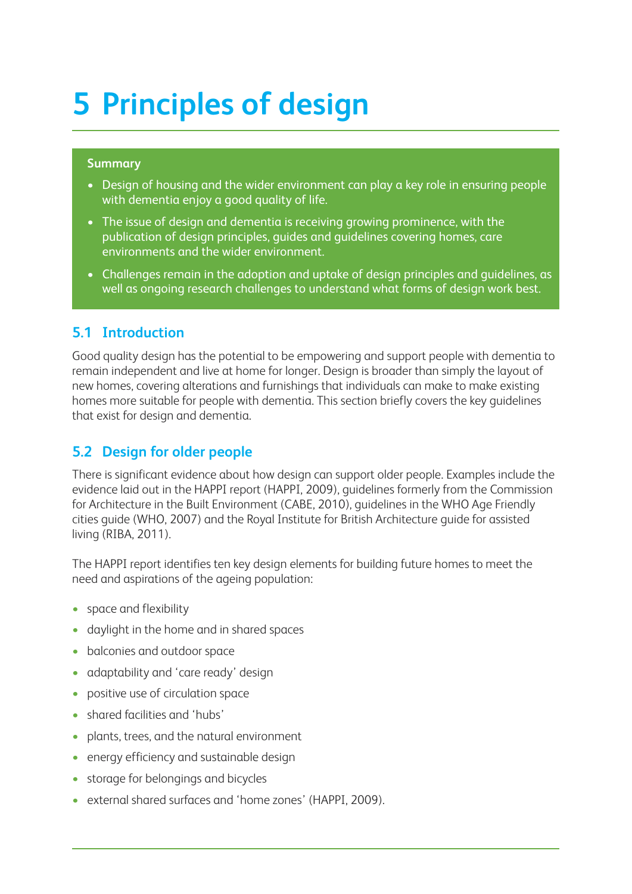# 5 Principles of design

**Summary**

- Design of housing and the wider environment can play a key role in ensuring people with dementia enjoy a good quality of life.
- The issue of design and dementia is receiving growing prominence, with the publication of design principles, guides and guidelines covering homes, care environments and the wider environment.
- Challenges remain in the adoption and uptake of design principles and guidelines, as well as ongoing research challenges to understand what forms of design work best.

## 5.1 Introduction

Good quality design has the potential to be empowering and support people with dementia to remain independent and live at home for longer. Design is broader than simply the layout of new homes, covering alterations and furnishings that individuals can make to make existing homes more suitable for people with dementia. This section briefly covers the key guidelines that exist for design and dementia.

## 5.2 Design for older people

There is significant evidence about how design can support older people. Examples include the evidence laid out in the HAPPI report (HAPPI, 2009), guidelines formerly from the Commission for Architecture in the Built Environment (CABE, 2010), guidelines in the WHO Age Friendly cities guide (WHO, 2007) and the Royal Institute for British Architecture guide for assisted living (RIBA, 2011).

The HAPPI report identifies ten key design elements for building future homes to meet the need and aspirations of the ageing population:

- space and flexibility
- daylight in the home and in shared spaces
- balconies and outdoor space
- adaptability and 'care ready' design
- positive use of circulation space
- shared facilities and 'hubs'
- plants, trees, and the natural environment
- energy efficiency and sustainable design
- storage for belongings and bicycles
- external shared surfaces and 'home zones' (HAPPI, 2009).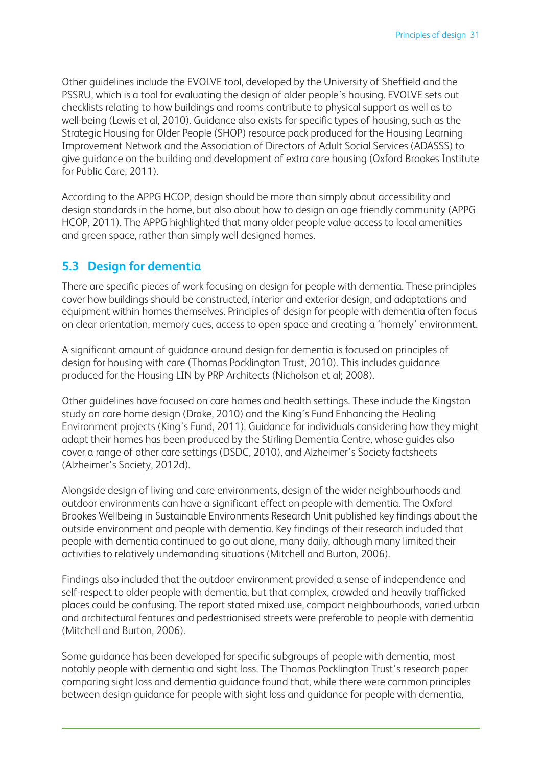Other guidelines include the EVOLVE tool, developed by the University of Sheffield and the PSSRU, which is a tool for evaluating the design of older people's housing. EVOLVE sets out checklists relating to how buildings and rooms contribute to physical support as well as to well-being (Lewis et al, 2010). Guidance also exists for specific types of housing, such as the Strategic Housing for Older People (SHOP) resource pack produced for the Housing Learning Improvement Network and the Association of Directors of Adult Social Services (ADASSS) to give guidance on the building and development of extra care housing (Oxford Brookes Institute for Public Care, 2011).

According to the APPG HCOP, design should be more than simply about accessibility and design standards in the home, but also about how to design an age friendly community (APPG HCOP, 2011). The APPG highlighted that many older people value access to local amenities and green space, rather than simply well designed homes.

## 5.3 Design for dementia

There are specific pieces of work focusing on design for people with dementia. These principles cover how buildings should be constructed, interior and exterior design, and adaptations and equipment within homes themselves. Principles of design for people with dementia often focus on clear orientation, memory cues, access to open space and creating a 'homely' environment.

A significant amount of guidance around design for dementia is focused on principles of design for housing with care (Thomas Pocklington Trust, 2010). This includes guidance produced for the Housing LIN by PRP Architects (Nicholson et al; 2008).

Other guidelines have focused on care homes and health settings. These include the Kingston study on care home design (Drake, 2010) and the King's Fund Enhancing the Healing Environment projects (King's Fund, 2011). Guidance for individuals considering how they might adapt their homes has been produced by the Stirling Dementia Centre, whose guides also cover a range of other care settings (DSDC, 2010), and Alzheimer's Society factsheets (Alzheimer's Society, 2012d).

Alongside design of living and care environments, design of the wider neighbourhoods and outdoor environments can have a significant effect on people with dementia. The Oxford Brookes Wellbeing in Sustainable Environments Research Unit published key findings about the outside environment and people with dementia. Key findings of their research included that people with dementia continued to go out alone, many daily, although many limited their activities to relatively undemanding situations (Mitchell and Burton, 2006).

Findings also included that the outdoor environment provided a sense of independence and self-respect to older people with dementia, but that complex, crowded and heavily trafficked places could be confusing. The report stated mixed use, compact neighbourhoods, varied urban and architectural features and pedestrianised streets were preferable to people with dementia (Mitchell and Burton, 2006).

Some guidance has been developed for specific subgroups of people with dementia, most notably people with dementia and sight loss. The Thomas Pocklington Trust's research paper comparing sight loss and dementia guidance found that, while there were common principles between design guidance for people with sight loss and guidance for people with dementia,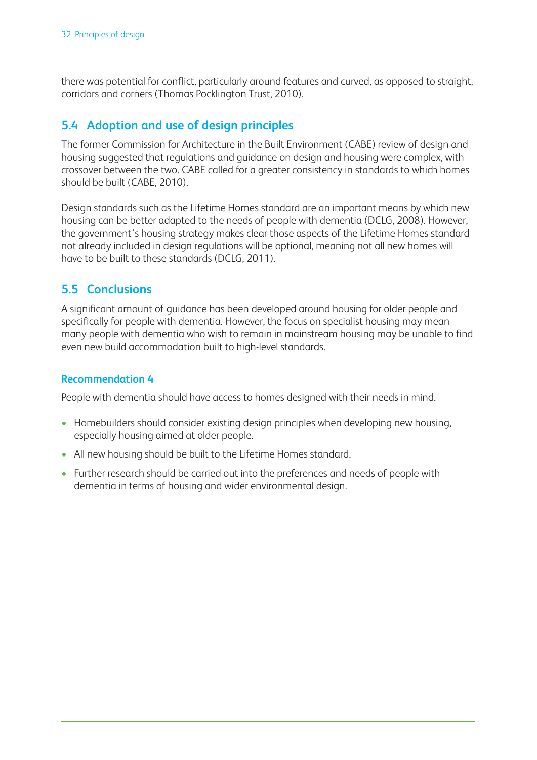there was potential for conflict, particularly around features and curved, as opposed to straight, corridors and corners (Thomas Pocklington Trust, 2010).

## 5.4 Adoption and use of design principles

The former Commission for Architecture in the Built Environment (CABE) review of design and housing suggested that regulations and guidance on design and housing were complex, with crossover between the two. CABE called for a greater consistency in standards to which homes should be built (CABE, 2010).

Design standards such as the Lifetime Homes standard are an important means by which new housing can be better adapted to the needs of people with dementia (DCLG, 2008). However, the government's housing strategy makes clear those aspects of the Lifetime Homes standard not already included in design regulations will be optional, meaning not all new homes will have to be built to these standards (DCLG, 2011).

## 5.5 Conclusions

A significant amount of guidance has been developed around housing for older people and specifically for people with dementia. However, the focus on specialist housing may mean many people with dementia who wish to remain in mainstream housing may be unable to find even new build accommodation built to high-level standards.

### Recommendation 4

People with dementia should have access to homes designed with their needs in mind.

- Homebuilders should consider existing design principles when developing new housing, especially housing aimed at older people.
- All new housing should be built to the Lifetime Homes standard.
- Further research should be carried out into the preferences and needs of people with dementia in terms of housing and wider environmental design.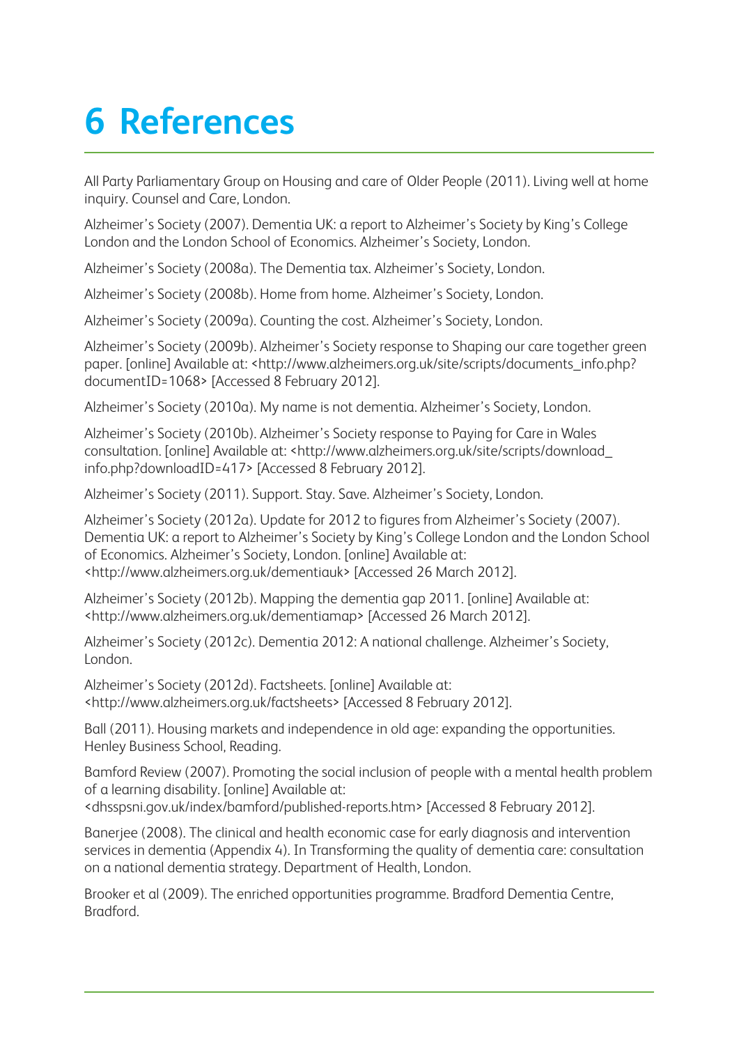# 6 References

All Party Parliamentary Group on Housing and care of Older People (2011). Living well at home inquiry. Counsel and Care, London.

Alzheimer's Society (2007). Dementia UK: a report to Alzheimer's Society by King's College London and the London School of Economics. Alzheimer's Society, London.

Alzheimer's Society (2008a). The Dementia tax. Alzheimer's Society, London.

Alzheimer's Society (2008b). Home from home. Alzheimer's Society, London.

Alzheimer's Society (2009a). Counting the cost. Alzheimer's Society, London.

Alzheimer's Society (2009b). Alzheimer's Society response to Shaping our care together green paper. [online] Available at: <http://www.alzheimers.org.uk/site/scripts/documents_info.php?documentID=1068> [Accessed 8 February 2012].

Alzheimer's Society (2010a). My name is not dementia. Alzheimer's Society, London.

Alzheimer's Society (2010b). Alzheimer's Society response to Paying for Care in Wales consultation. [online] Available at: <http://www.alzheimers.org.uk/site/scripts/download_info.php?downloadID=417> [Accessed 8 February 2012].

Alzheimer's Society (2011). Support. Stay. Save. Alzheimer's Society, London.

Alzheimer's Society (2012a). Update for 2012 to figures from Alzheimer's Society (2007). Dementia UK: a report to Alzheimer's Society by King's College London and the London School of Economics. Alzheimer's Society, London. [online] Available at: <http://www.alzheimers.org.uk/dementiauk> [Accessed 26 March 2012].

Alzheimer's Society (2012b). Mapping the dementia gap 2011. [online] Available at: <http://www.alzheimers.org.uk/dementiamap> [Accessed 26 March 2012].

Alzheimer's Society (2012c). Dementia 2012: A national challenge. Alzheimer's Society, London.

Alzheimer's Society (2012d). Factsheets. [online] Available at: <http://www.alzheimers.org.uk/factsheets> [Accessed 8 February 2012].

Ball (2011). Housing markets and independence in old age: expanding the opportunities. Henley Business School, Reading.

Bamford Review (2007). Promoting the social inclusion of people with a mental health problem of a learning disability. [online] Available at: <dhsspsni.gov.uk/index/bamford/published-reports.htm> [Accessed 8 February 2012].

Banerjee (2008). The clinical and health economic case for early diagnosis and intervention services in dementia (Appendix 4). In Transforming the quality of dementia care: consultation on a national dementia strategy. Department of Health, London.

Brooker et al (2009). The enriched opportunities programme. Bradford Dementia Centre, Bradford.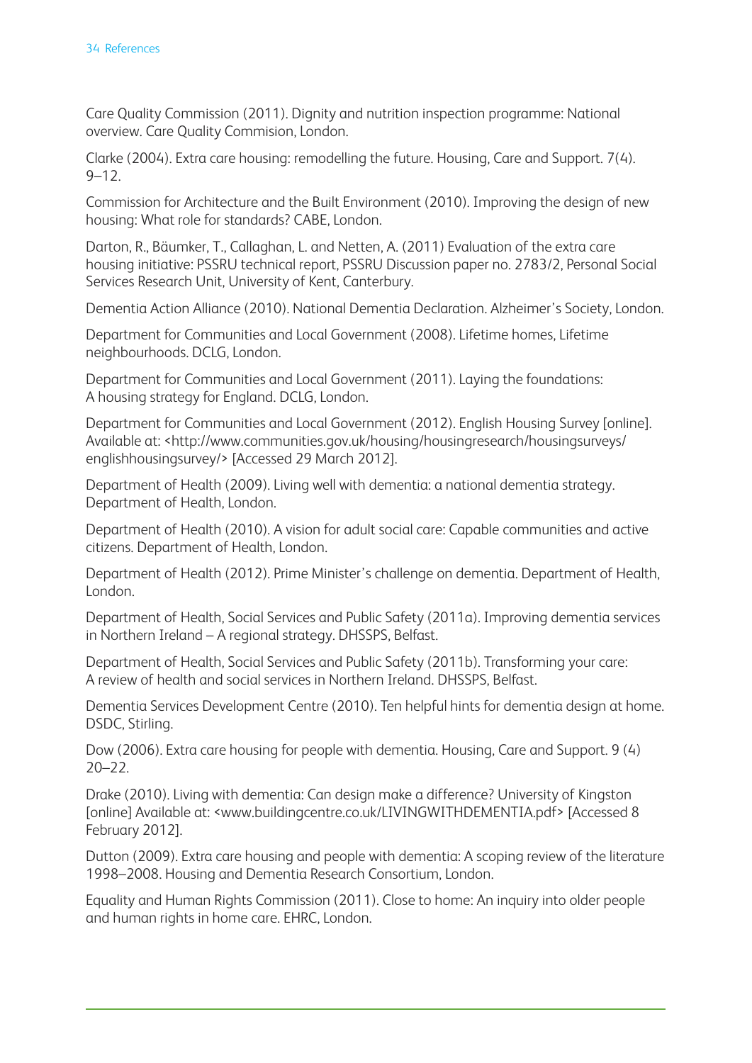Care Quality Commission (2011). Dignity and nutrition inspection programme: National overview. Care Quality Commision, London.

Clarke (2004). Extra care housing: remodelling the future. Housing, Care and Support. 7(4). 9–12.

Commission for Architecture and the Built Environment (2010). Improving the design of new housing: What role for standards? CABE, London.

Darton, R., Bäumker, T., Callaghan, L. and Netten, A. (2011) Evaluation of the extra care housing initiative: PSSRU technical report, PSSRU Discussion paper no. 2783/2, Personal Social Services Research Unit, University of Kent, Canterbury.

Dementia Action Alliance (2010). National Dementia Declaration. Alzheimer's Society, London.

Department for Communities and Local Government (2008). Lifetime homes, Lifetime neighbourhoods. DCLG, London.

Department for Communities and Local Government (2011). Laying the foundations: A housing strategy for England. DCLG, London.

Department for Communities and Local Government (2012). English Housing Survey [online]. Available at: <http://www.communities.gov.uk/housing/housingresearch/housingsurveys/englishhousingsurvey/> [Accessed 29 March 2012].

Department of Health (2009). Living well with dementia: a national dementia strategy. Department of Health, London.

Department of Health (2010). A vision for adult social care: Capable communities and active citizens. Department of Health, London.

Department of Health (2012). Prime Minister's challenge on dementia. Department of Health, London.

Department of Health, Social Services and Public Safety (2011a). Improving dementia services in Northern Ireland – A regional strategy. DHSSPS, Belfast.

Department of Health, Social Services and Public Safety (2011b). Transforming your care: A review of health and social services in Northern Ireland. DHSSPS, Belfast.

Dementia Services Development Centre (2010). Ten helpful hints for dementia design at home. DSDC, Stirling.

Dow (2006). Extra care housing for people with dementia. Housing, Care and Support. 9 (4) 20–22.

Drake (2010). Living with dementia: Can design make a difference? University of Kingston [online] Available at: <www.buildingcentre.co.uk/LIVINGWITHDEMENTIA.pdf> [Accessed 8 February 2012].

Dutton (2009). Extra care housing and people with dementia: A scoping review of the literature 1998–2008. Housing and Dementia Research Consortium, London.

Equality and Human Rights Commission (2011). Close to home: An inquiry into older people and human rights in home care. EHRC, London.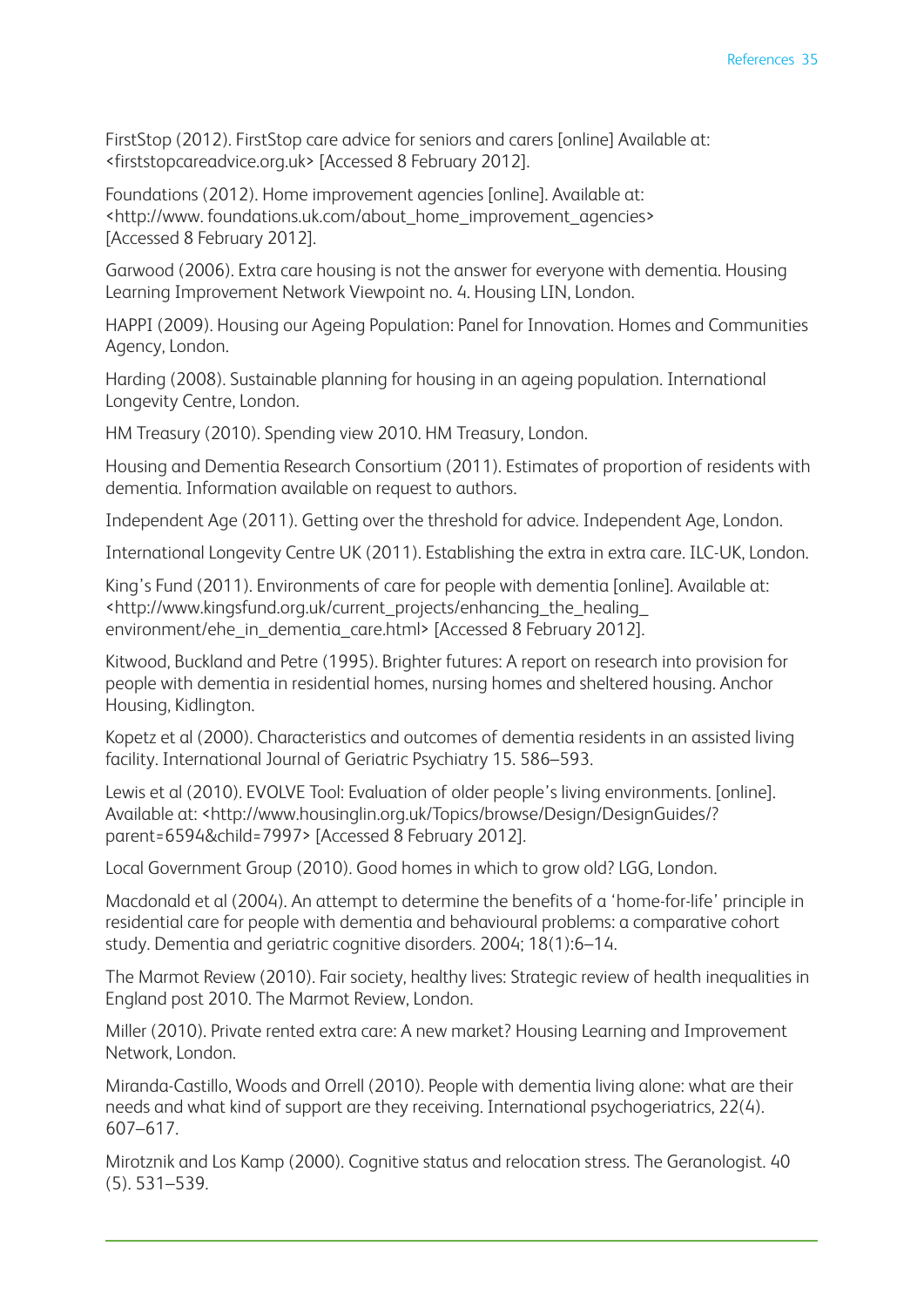FirstStop (2012). FirstStop care advice for seniors and carers [online] Available at: <firststopcareadvice.org.uk> [Accessed 8 February 2012].

Foundations (2012). Home improvement agencies [online]. Available at: <http://www. foundations.uk.com/about_home_improvement_agencies> [Accessed 8 February 2012].

Garwood (2006). Extra care housing is not the answer for everyone with dementia. Housing Learning Improvement Network Viewpoint no. 4. Housing LIN, London.

HAPPI (2009). Housing our Ageing Population: Panel for Innovation. Homes and Communities Agency, London.

Harding (2008). Sustainable planning for housing in an ageing population. International Longevity Centre, London.

HM Treasury (2010). Spending view 2010. HM Treasury, London.

Housing and Dementia Research Consortium (2011). Estimates of proportion of residents with dementia. Information available on request to authors.

Independent Age (2011). Getting over the threshold for advice. Independent Age, London.

International Longevity Centre UK (2011). Establishing the extra in extra care. ILC-UK, London.

King's Fund (2011). Environments of care for people with dementia [online]. Available at: <http://www.kingsfund.org.uk/current_projects/enhancing_the_healing_ environment/ehe_in_dementia_care.html> [Accessed 8 February 2012].

Kitwood, Buckland and Petre (1995). Brighter futures: A report on research into provision for people with dementia in residential homes, nursing homes and sheltered housing. Anchor Housing, Kidlington.

Kopetz et al (2000). Characteristics and outcomes of dementia residents in an assisted living facility. International Journal of Geriatric Psychiatry 15. 586–593.

Lewis et al (2010). EVOLVE Tool: Evaluation of older people's living environments. [online]. Available at: <http://www.housinglin.org.uk/Topics/browse/Design/DesignGuides/?parent=6594&child=7997> [Accessed 8 February 2012].

Local Government Group (2010). Good homes in which to grow old? LGG, London.

Macdonald et al (2004). An attempt to determine the benefits of a 'home-for-life' principle in residential care for people with dementia and behavioural problems: a comparative cohort study. Dementia and geriatric cognitive disorders. 2004; 18(1):6–14.

The Marmot Review (2010). Fair society, healthy lives: Strategic review of health inequalities in England post 2010. The Marmot Review, London.

Miller (2010). Private rented extra care: A new market? Housing Learning and Improvement Network, London.

Miranda-Castillo, Woods and Orrell (2010). People with dementia living alone: what are their needs and what kind of support are they receiving. International psychogeriatrics, 22(4). 607–617.

Mirotznik and Los Kamp (2000). Cognitive status and relocation stress. The Geranologist. 40 (5). 531–539.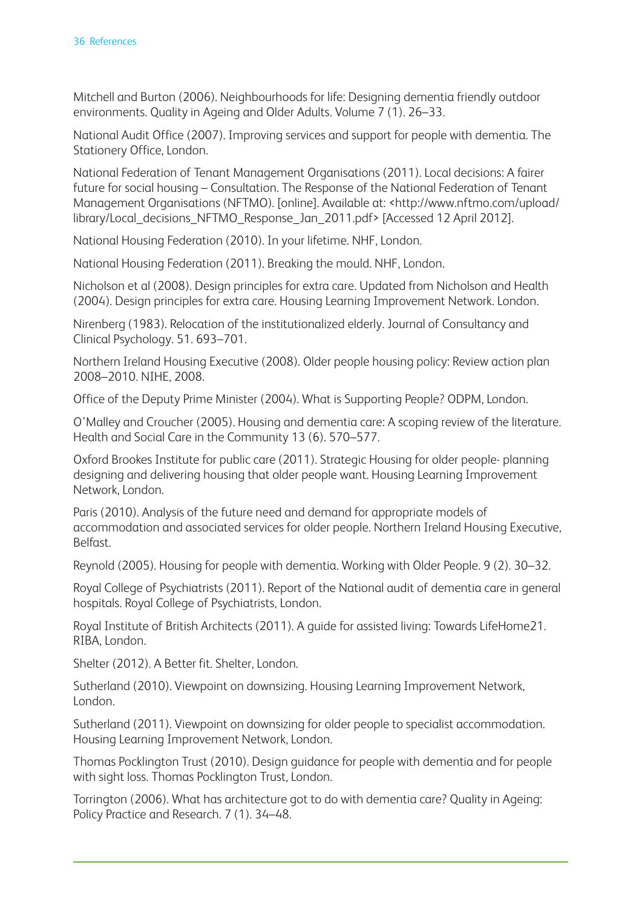Mitchell and Burton (2006). Neighbourhoods for life: Designing dementia friendly outdoor environments. Quality in Ageing and Older Adults. Volume 7 (1). 26–33.

National Audit Office (2007). Improving services and support for people with dementia. The Stationery Office, London.

National Federation of Tenant Management Organisations (2011). Local decisions: A fairer future for social housing – Consultation. The Response of the National Federation of Tenant Management Organisations (NFTMO). [online]. Available at: <http://www.nftmo.com/upload/library/Local_decisions_NFTMO_Response_Jan_2011.pdf> [Accessed 12 April 2012].

National Housing Federation (2010). In your lifetime. NHF, London.

National Housing Federation (2011). Breaking the mould. NHF, London.

Nicholson et al (2008). Design principles for extra care. Updated from Nicholson and Health (2004). Design principles for extra care. Housing Learning Improvement Network. London.

Nirenberg (1983). Relocation of the institutionalized elderly. Journal of Consultancy and Clinical Psychology. 51. 693–701.

Northern Ireland Housing Executive (2008). Older people housing policy: Review action plan 2008–2010. NIHE, 2008.

Office of the Deputy Prime Minister (2004). What is Supporting People? ODPM, London.

O'Malley and Croucher (2005). Housing and dementia care: A scoping review of the literature. Health and Social Care in the Community 13 (6). 570–577.

Oxford Brookes Institute for public care (2011). Strategic Housing for older people- planning designing and delivering housing that older people want. Housing Learning Improvement Network, London.

Paris (2010). Analysis of the future need and demand for appropriate models of accommodation and associated services for older people. Northern Ireland Housing Executive, Belfast.

Reynold (2005). Housing for people with dementia. Working with Older People. 9 (2). 30–32.

Royal College of Psychiatrists (2011). Report of the National audit of dementia care in general hospitals. Royal College of Psychiatrists, London.

Royal Institute of British Architects (2011). A guide for assisted living: Towards LifeHome21. RIBA, London.

Shelter (2012). A Better fit. Shelter, London.

Sutherland (2010). Viewpoint on downsizing. Housing Learning Improvement Network, London.

Sutherland (2011). Viewpoint on downsizing for older people to specialist accommodation. Housing Learning Improvement Network, London.

Thomas Pocklington Trust (2010). Design guidance for people with dementia and for people with sight loss. Thomas Pocklington Trust, London.

Torrington (2006). What has architecture got to do with dementia care? Quality in Ageing: Policy Practice and Research. 7 (1). 34–48.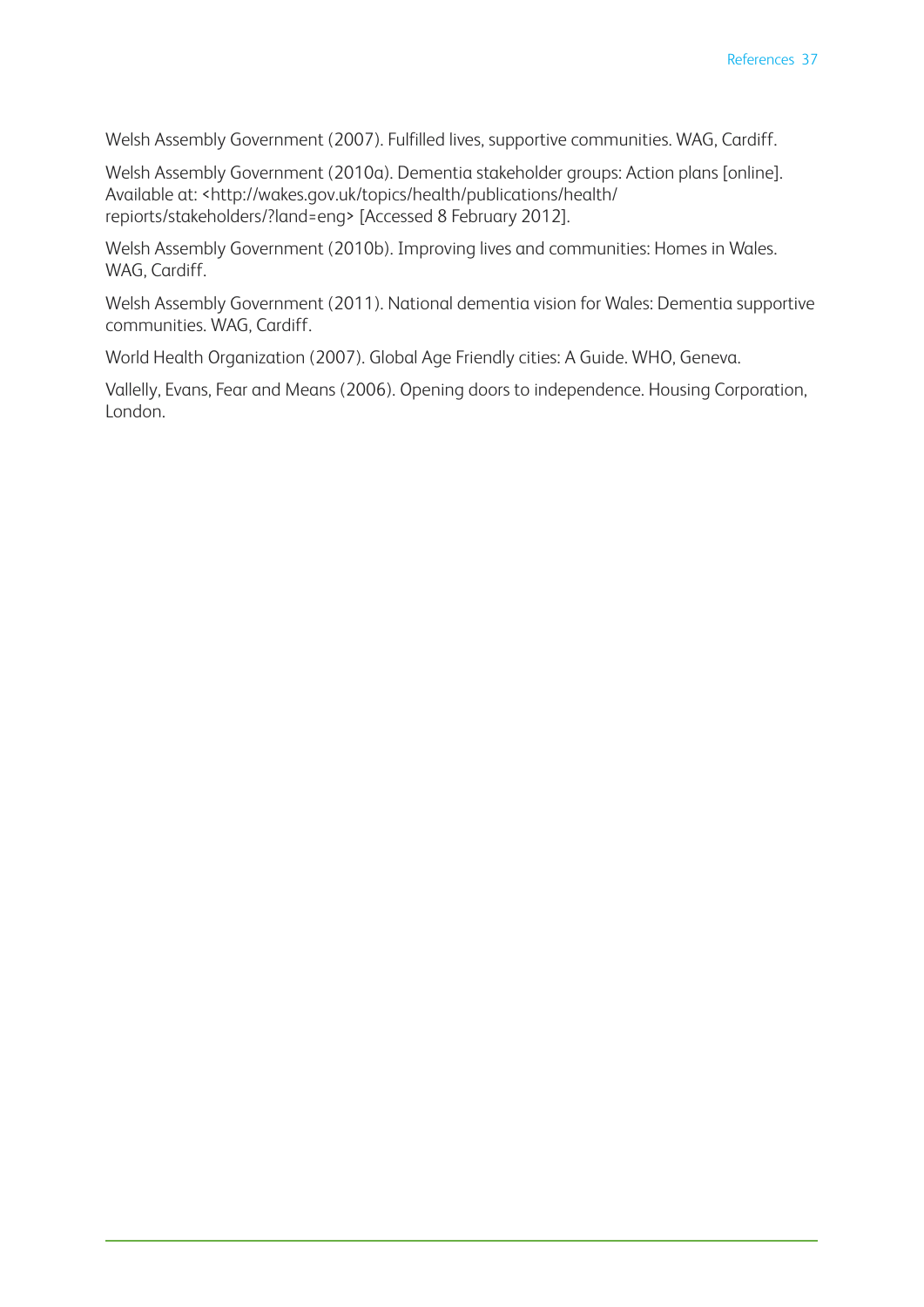Welsh Assembly Government (2007). Fulfilled lives, supportive communities. WAG, Cardiff.

Welsh Assembly Government (2010a). Dementia stakeholder groups: Action plans [online]. Available at: <http://wakes.gov.uk/topics/health/publications/health/repiorts/stakeholders/?land=eng> [Accessed 8 February 2012].

Welsh Assembly Government (2010b). Improving lives and communities: Homes in Wales. WAG, Cardiff.

Welsh Assembly Government (2011). National dementia vision for Wales: Dementia supportive communities. WAG, Cardiff.

World Health Organization (2007). Global Age Friendly cities: A Guide. WHO, Geneva.

Vallelly, Evans, Fear and Means (2006). Opening doors to independence. Housing Corporation, London.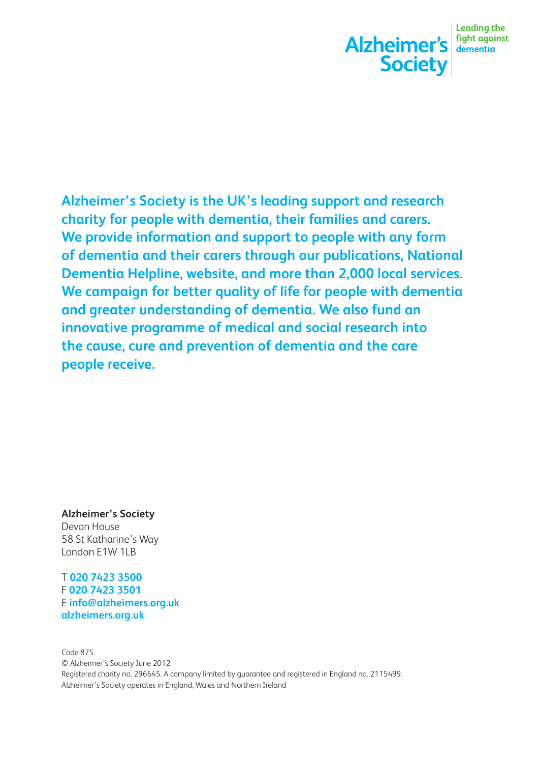Alzheimer's Society

Leading the fight against dementia

**Alzheimer's Society is the UK's leading support and research charity for people with dementia, their families and carers. We provide information and support to people with any form of dementia and their carers through our publications, National Dementia Helpline, website, and more than 2,000 local services. We campaign for better quality of life for people with dementia and greater understanding of dementia. We also fund an innovative programme of medical and social research into the cause, cure and prevention of dementia and the care people receive.**

**Alzheimer's Society**
Devon House
58 St Katharine's Way
London E1W 1LB

T **020 7423 3500**
F **020 7423 3501**
E **info@alzheimers.org.uk**
**alzheimers.org.uk**

Code 875
© Alzheimer's Society June 2012
Registered charity no. 296645. A company limited by guarantee and registered in England no. 2115499.
Alzheimer's Society operates in England, Wales and Northern Ireland